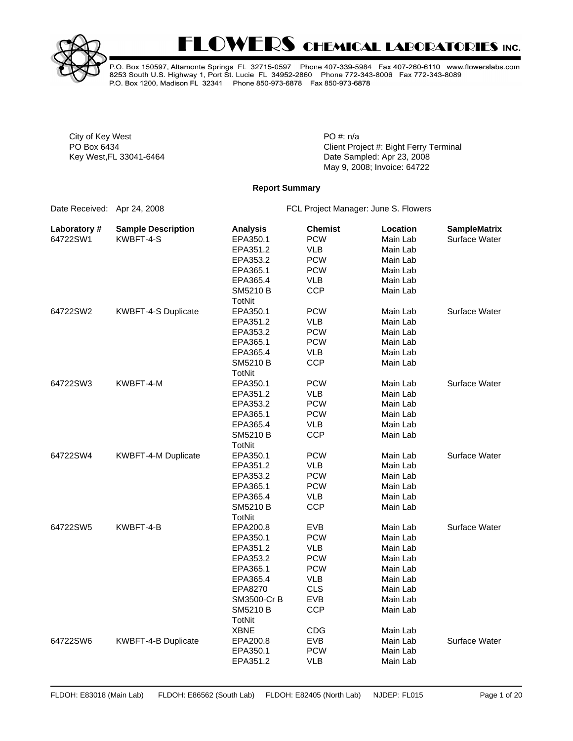# FLOWERS CHEMICAL LABORATORIES INC.

P.O. Box 150597, Altamonte Springs FL 32715-0597 Phone 407-339-5984 Fax 407-260-6110 www.flowerslabs.com
8253 South U.S. Highway 1, Port St. Lucie FL 34952-2860 Phone 772-343-8006 Fax 772-343-8089
P.O. Box 1200, Madison FL 32341 Phone 850-973-6878 Fax 850-973-6878

City of Key West
PO Box 6434
Key West,FL 33041-6464

PO #: n/a
Client Project #: Bight Ferry Terminal
Date Sampled: Apr 23, 2008
May 9, 2008; Invoice: 64722

**Report Summary**

Date Received: Apr 24, 2008

FCL Project Manager: June S. Flowers

| Laboratory # | Sample Description | Analysis | Chemist | Location | SampleMatrix |
|---|---|---|---|---|---|
| 64722SW1 | KWBFT-4-S | EPA350.1 | PCW | Main Lab | Surface Water |
| | | EPA351.2 | VLB | Main Lab | |
| | | EPA353.2 | PCW | Main Lab | |
| | | EPA365.1 | PCW | Main Lab | |
| | | EPA365.4 | VLB | Main Lab | |
| | | SM5210 B | CCP | Main Lab | |
| | | TotNit | | | |
| 64722SW2 | KWBFT-4-S Duplicate | EPA350.1 | PCW | Main Lab | Surface Water |
| | | EPA351.2 | VLB | Main Lab | |
| | | EPA353.2 | PCW | Main Lab | |
| | | EPA365.1 | PCW | Main Lab | |
| | | EPA365.4 | VLB | Main Lab | |
| | | SM5210 B | CCP | Main Lab | |
| | | TotNit | | | |
| 64722SW3 | KWBFT-4-M | EPA350.1 | PCW | Main Lab | Surface Water |
| | | EPA351.2 | VLB | Main Lab | |
| | | EPA353.2 | PCW | Main Lab | |
| | | EPA365.1 | PCW | Main Lab | |
| | | EPA365.4 | VLB | Main Lab | |
| | | SM5210 B | CCP | Main Lab | |
| | | TotNit | | | |
| 64722SW4 | KWBFT-4-M Duplicate | EPA350.1 | PCW | Main Lab | Surface Water |
| | | EPA351.2 | VLB | Main Lab | |
| | | EPA353.2 | PCW | Main Lab | |
| | | EPA365.1 | PCW | Main Lab | |
| | | EPA365.4 | VLB | Main Lab | |
| | | SM5210 B | CCP | Main Lab | |
| | | TotNit | | | |
| 64722SW5 | KWBFT-4-B | EPA200.8 | EVB | Main Lab | Surface Water |
| | | EPA350.1 | PCW | Main Lab | |
| | | EPA351.2 | VLB | Main Lab | |
| | | EPA353.2 | PCW | Main Lab | |
| | | EPA365.1 | PCW | Main Lab | |
| | | EPA365.4 | VLB | Main Lab | |
| | | EPA8270 | CLS | Main Lab | |
| | | SM3500-Cr B | EVB | Main Lab | |
| | | SM5210 B | CCP | Main Lab | |
| | | TotNit | | | |
| | | XBNE | CDG | Main Lab | |
| 64722SW6 | KWBFT-4-B Duplicate | EPA200.8 | EVB | Main Lab | Surface Water |
| | | EPA350.1 | PCW | Main Lab | |
| | | EPA351.2 | VLB | Main Lab | |

FLDOH: E83018 (Main Lab) FLDOH: E86562 (South Lab) FLDOH: E82405 (North Lab) NJDEP: FL015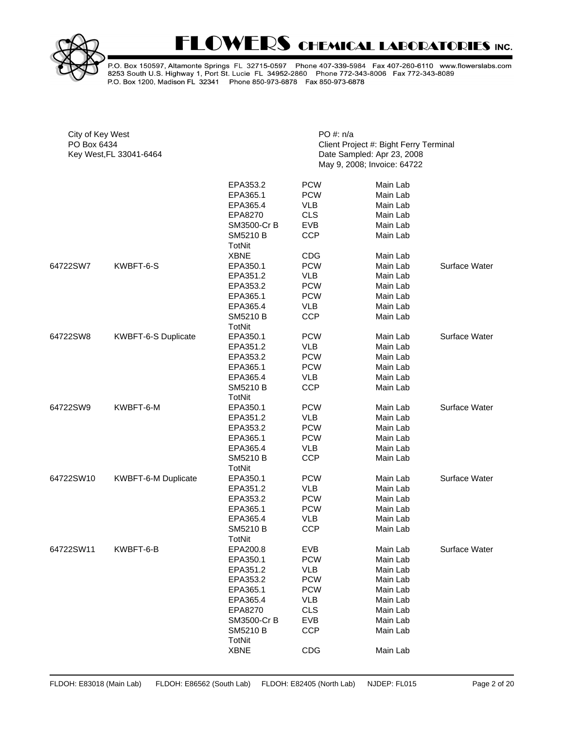City of Key West
PO Box 6434
Key West,FL 33041-6464

PO #: n/a
Client Project #: Bight Ferry Terminal
Date Sampled: Apr 23, 2008
May 9, 2008; Invoice: 64722

| | | | | | |
|---|---|---|---|---|---|
| | | EPA353.2 | PCW | Main Lab | |
| | | EPA365.1 | PCW | Main Lab | |
| | | EPA365.4 | VLB | Main Lab | |
| | | EPA8270 | CLS | Main Lab | |
| | | SM3500-Cr B | EVB | Main Lab | |
| | | SM5210 B | CCP | Main Lab | |
| | | TotNit | | | |
| | | XBNE | CDG | Main Lab | |
| 64722SW7 | KWBFT-6-S | EPA350.1 | PCW | Main Lab | Surface Water |
| | | EPA351.2 | VLB | Main Lab | |
| | | EPA353.2 | PCW | Main Lab | |
| | | EPA365.1 | PCW | Main Lab | |
| | | EPA365.4 | VLB | Main Lab | |
| | | SM5210 B | CCP | Main Lab | |
| | | TotNit | | | |
| 64722SW8 | KWBFT-6-S Duplicate | EPA350.1 | PCW | Main Lab | Surface Water |
| | | EPA351.2 | VLB | Main Lab | |
| | | EPA353.2 | PCW | Main Lab | |
| | | EPA365.1 | PCW | Main Lab | |
| | | EPA365.4 | VLB | Main Lab | |
| | | SM5210 B | CCP | Main Lab | |
| | | TotNit | | | |
| 64722SW9 | KWBFT-6-M | EPA350.1 | PCW | Main Lab | Surface Water |
| | | EPA351.2 | VLB | Main Lab | |
| | | EPA353.2 | PCW | Main Lab | |
| | | EPA365.1 | PCW | Main Lab | |
| | | EPA365.4 | VLB | Main Lab | |
| | | SM5210 B | CCP | Main Lab | |
| | | TotNit | | | |
| 64722SW10 | KWBFT-6-M Duplicate | EPA350.1 | PCW | Main Lab | Surface Water |
| | | EPA351.2 | VLB | Main Lab | |
| | | EPA353.2 | PCW | Main Lab | |
| | | EPA365.1 | PCW | Main Lab | |
| | | EPA365.4 | VLB | Main Lab | |
| | | SM5210 B | CCP | Main Lab | |
| | | TotNit | | | |
| 64722SW11 | KWBFT-6-B | EPA200.8 | EVB | Main Lab | Surface Water |
| | | EPA350.1 | PCW | Main Lab | |
| | | EPA351.2 | VLB | Main Lab | |
| | | EPA353.2 | PCW | Main Lab | |
| | | EPA365.1 | PCW | Main Lab | |
| | | EPA365.4 | VLB | Main Lab | |
| | | EPA8270 | CLS | Main Lab | |
| | | SM3500-Cr B | EVB | Main Lab | |
| | | SM5210 B | CCP | Main Lab | |
| | | TotNit | | | |
| | | XBNE | CDG | Main Lab | |

FLDOH: E83018 (Main Lab) FLDOH: E86562 (South Lab) FLDOH: E82405 (North Lab) NJDEP: FL015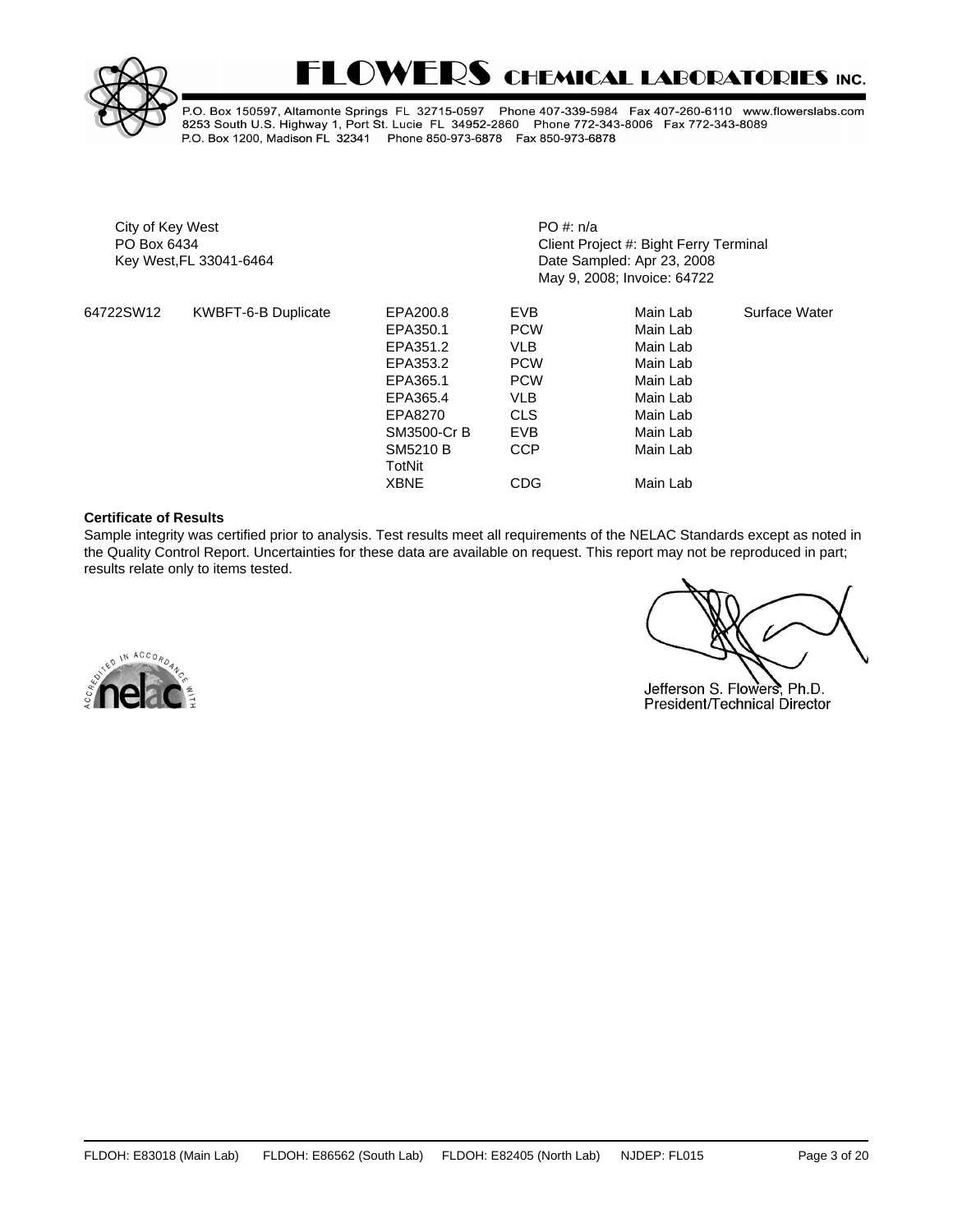# FLOWERS CHEMICAL LABORATORIES INC.

P.O. Box 150597, Altamonte Springs FL 32715-0597 Phone 407-339-5984 Fax 407-260-6110 www.flowerslabs.com
8253 South U.S. Highway 1, Port St. Lucie FL 34952-2860 Phone 772-343-8006 Fax 772-343-8089
P.O. Box 1200, Madison FL 32341 Phone 850-973-6878 Fax 850-973-6878

City of Key West
PO Box 6434
Key West,FL 33041-6464

PO #: n/a
Client Project #: Bight Ferry Terminal
Date Sampled: Apr 23, 2008
May 9, 2008; Invoice: 64722

| | | | | | |
|---|---|---|---|---|---|
| 64722SW12 | KWBFT-6-B Duplicate | EPA200.8 | EVB | Main Lab | Surface Water |
| | | EPA350.1 | PCW | Main Lab | |
| | | EPA351.2 | VLB | Main Lab | |
| | | EPA353.2 | PCW | Main Lab | |
| | | EPA365.1 | PCW | Main Lab | |
| | | EPA365.4 | VLB | Main Lab | |
| | | EPA8270 | CLS | Main Lab | |
| | | SM3500-Cr B | EVB | Main Lab | |
| | | SM5210 B | CCP | Main Lab | |
| | | TotNit | | | |
| | | XBNE | CDG | Main Lab | |

**Certificate of Results**

Sample integrity was certified prior to analysis. Test results meet all requirements of the NELAC Standards except as noted in the Quality Control Report. Uncertainties for these data are available on request. This report may not be reproduced in part; results relate only to items tested.

Accredited in accordance with nelac

Jefferson S. Flowers, Ph.D.
President/Technical Director

FLDOH: E83018 (Main Lab) FLDOH: E86562 (South Lab) FLDOH: E82405 (North Lab) NJDEP: FL015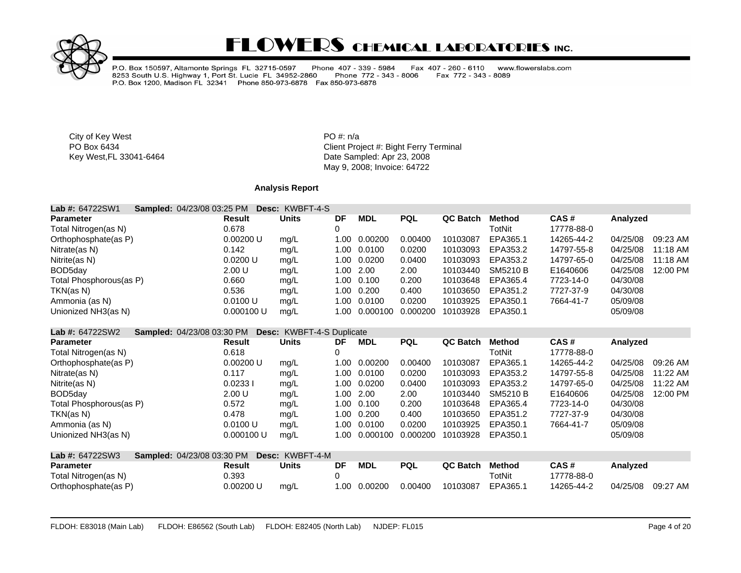# FLOWERS CHEMICAL LABORATORIES INC.

P.O. Box 150597, Altamonte Springs FL 32715-0597 Phone 407 - 339 - 5984 Fax 407 - 260 - 6110 www.flowerslabs.com
8253 South U.S. Highway 1, Port St. Lucie FL 34952-2860 Phone 772 - 343 - 8006 Fax 772 - 343 - 8089
P.O. Box 1200, Madison FL 32341 Phone 850-973-6878 Fax 850-973-6878

City of Key West
PO Box 6434
Key West,FL 33041-6464

PO #: n/a
Client Project #: Bight Ferry Terminal
Date Sampled: Apr 23, 2008
May 9, 2008; Invoice: 64722

**Analysis Report**

**Lab #:** 64722SW1 **Sampled:** 04/23/08 03:25 PM **Desc:** KWBFT-4-S

| Parameter | Result | Units | DF | MDL | PQL | QC Batch | Method | CAS # | Analyzed | |
|---|---|---|---|---|---|---|---|---|---|---|
| Total Nitrogen(as N) | 0.678 | | 0 | | | | TotNit | 17778-88-0 | | |
| Orthophosphate(as P) | 0.00200 U | mg/L | 1.00 | 0.00200 | 0.00400 | 10103087 | EPA365.1 | 14265-44-2 | 04/25/08 | 09:23 AM |
| Nitrate(as N) | 0.142 | mg/L | 1.00 | 0.0100 | 0.0200 | 10103093 | EPA353.2 | 14797-55-8 | 04/25/08 | 11:18 AM |
| Nitrite(as N) | 0.0200 U | mg/L | 1.00 | 0.0200 | 0.0400 | 10103093 | EPA353.2 | 14797-65-0 | 04/25/08 | 11:18 AM |
| BOD5day | 2.00 U | mg/L | 1.00 | 2.00 | 2.00 | 10103440 | SM5210 B | E1640606 | 04/25/08 | 12:00 PM |
| Total Phosphorous(as P) | 0.660 | mg/L | 1.00 | 0.100 | 0.200 | 10103648 | EPA365.4 | 7723-14-0 | 04/30/08 | |
| TKN(as N) | 0.536 | mg/L | 1.00 | 0.200 | 0.400 | 10103650 | EPA351.2 | 7727-37-9 | 04/30/08 | |
| Ammonia (as N) | 0.0100 U | mg/L | 1.00 | 0.0100 | 0.0200 | 10103925 | EPA350.1 | 7664-41-7 | 05/09/08 | |
| Unionized NH3(as N) | 0.000100 U | mg/L | 1.00 | 0.000100 | 0.000200 | 10103928 | EPA350.1 | | 05/09/08 | |

**Lab #:** 64722SW2 **Sampled:** 04/23/08 03:30 PM **Desc:** KWBFT-4-S Duplicate

| Parameter | Result | Units | DF | MDL | PQL | QC Batch | Method | CAS # | Analyzed | |
|---|---|---|---|---|---|---|---|---|---|---|
| Total Nitrogen(as N) | 0.618 | | 0 | | | | TotNit | 17778-88-0 | | |
| Orthophosphate(as P) | 0.00200 U | mg/L | 1.00 | 0.00200 | 0.00400 | 10103087 | EPA365.1 | 14265-44-2 | 04/25/08 | 09:26 AM |
| Nitrate(as N) | 0.117 | mg/L | 1.00 | 0.0100 | 0.0200 | 10103093 | EPA353.2 | 14797-55-8 | 04/25/08 | 11:22 AM |
| Nitrite(as N) | 0.0233 I | mg/L | 1.00 | 0.0200 | 0.0400 | 10103093 | EPA353.2 | 14797-65-0 | 04/25/08 | 11:22 AM |
| BOD5day | 2.00 U | mg/L | 1.00 | 2.00 | 2.00 | 10103440 | SM5210 B | E1640606 | 04/25/08 | 12:00 PM |
| Total Phosphorous(as P) | 0.572 | mg/L | 1.00 | 0.100 | 0.200 | 10103648 | EPA365.4 | 7723-14-0 | 04/30/08 | |
| TKN(as N) | 0.478 | mg/L | 1.00 | 0.200 | 0.400 | 10103650 | EPA351.2 | 7727-37-9 | 04/30/08 | |
| Ammonia (as N) | 0.0100 U | mg/L | 1.00 | 0.0100 | 0.0200 | 10103925 | EPA350.1 | 7664-41-7 | 05/09/08 | |
| Unionized NH3(as N) | 0.000100 U | mg/L | 1.00 | 0.000100 | 0.000200 | 10103928 | EPA350.1 | | 05/09/08 | |

**Lab #:** 64722SW3 **Sampled:** 04/23/08 03:30 PM **Desc:** KWBFT-4-M

| Parameter | Result | Units | DF | MDL | PQL | QC Batch | Method | CAS # | Analyzed | |
|---|---|---|---|---|---|---|---|---|---|---|
| Total Nitrogen(as N) | 0.393 | | 0 | | | | TotNit | 17778-88-0 | | |
| Orthophosphate(as P) | 0.00200 U | mg/L | 1.00 | 0.00200 | 0.00400 | 10103087 | EPA365.1 | 14265-44-2 | 04/25/08 | 09:27 AM |

FLDOH: E83018 (Main Lab) FLDOH: E86562 (South Lab) FLDOH: E82405 (North Lab) NJDEP: FL015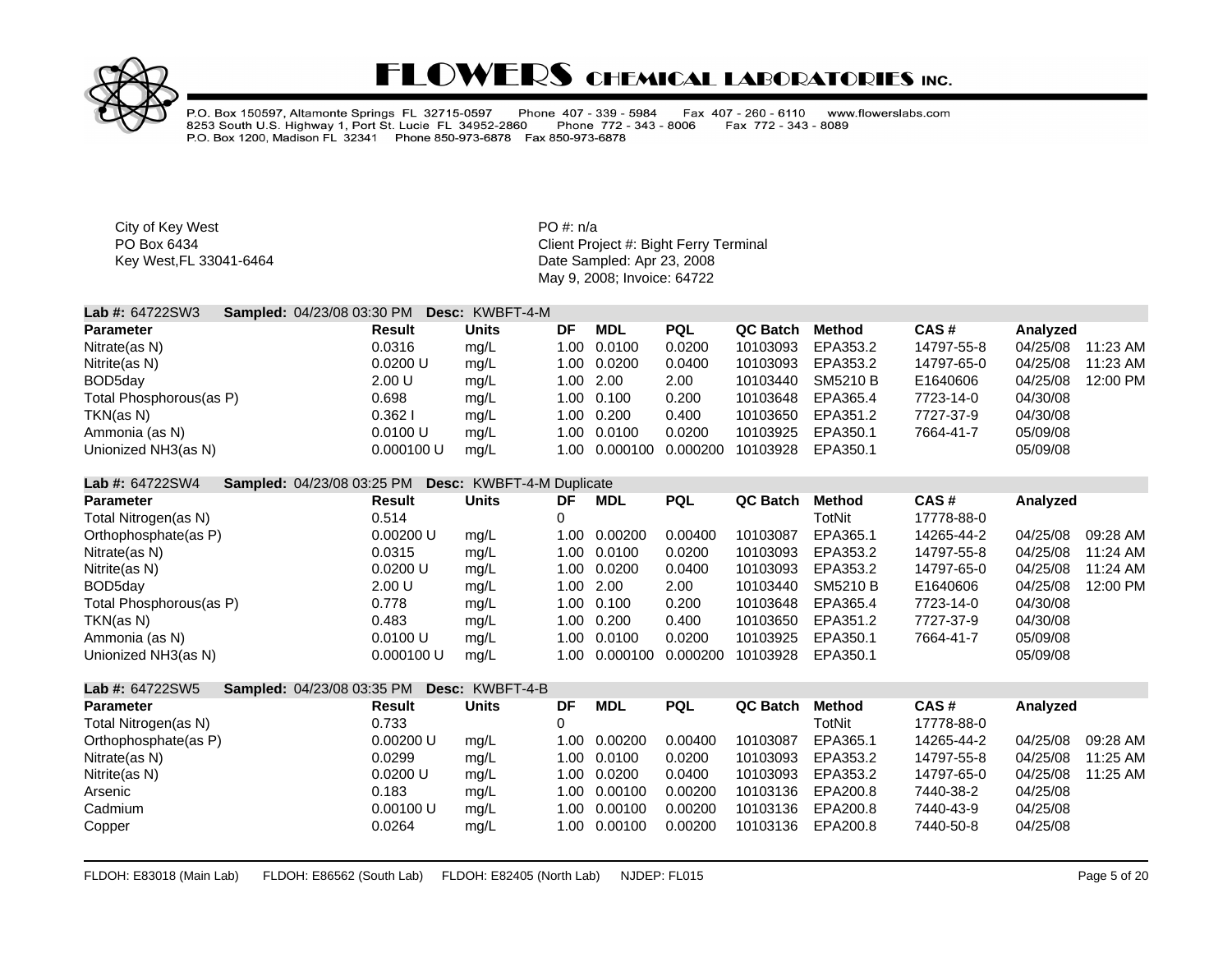# FLOWERS CHEMICAL LABORATORIES INC.

P.O. Box 150597, Altamonte Springs FL 32715-0597 Phone 407 - 339 - 5984 Fax 407 - 260 - 6110 www.flowerslabs.com
8253 South U.S. Highway 1, Port St. Lucie FL 34952-2860 Phone 772 - 343 - 8006 Fax 772 - 343 - 8089
P.O. Box 1200, Madison FL 32341 Phone 850-973-6878 Fax 850-973-6878

City of Key West
PO Box 6434
Key West,FL 33041-6464

PO #: n/a
Client Project #: Bight Ferry Terminal
Date Sampled: Apr 23, 2008
May 9, 2008; Invoice: 64722

**Lab #:** 64722SW3 **Sampled:** 04/23/08 03:30 PM **Desc:** KWBFT-4-M

| Parameter | Result | Units | DF | MDL | PQL | QC Batch | Method | CAS # | Analyzed | |
|---|---|---|---|---|---|---|---|---|---|---|
| Nitrate(as N) | 0.0316 | mg/L | 1.00 | 0.0100 | 0.0200 | 10103093 | EPA353.2 | 14797-55-8 | 04/25/08 | 11:23 AM |
| Nitrite(as N) | 0.0200 U | mg/L | 1.00 | 0.0200 | 0.0400 | 10103093 | EPA353.2 | 14797-65-0 | 04/25/08 | 11:23 AM |
| BOD5day | 2.00 U | mg/L | 1.00 | 2.00 | 2.00 | 10103440 | SM5210 B | E1640606 | 04/25/08 | 12:00 PM |
| Total Phosphorous(as P) | 0.698 | mg/L | 1.00 | 0.100 | 0.200 | 10103648 | EPA365.4 | 7723-14-0 | 04/30/08 | |
| TKN(as N) | 0.362 I | mg/L | 1.00 | 0.200 | 0.400 | 10103650 | EPA351.2 | 7727-37-9 | 04/30/08 | |
| Ammonia (as N) | 0.0100 U | mg/L | 1.00 | 0.0100 | 0.0200 | 10103925 | EPA350.1 | 7664-41-7 | 05/09/08 | |
| Unionized NH3(as N) | 0.000100 U | mg/L | 1.00 | 0.000100 | 0.000200 | 10103928 | EPA350.1 | | 05/09/08 | |

**Lab #:** 64722SW4 **Sampled:** 04/23/08 03:25 PM **Desc:** KWBFT-4-M Duplicate

| Parameter | Result | Units | DF | MDL | PQL | QC Batch | Method | CAS # | Analyzed | |
|---|---|---|---|---|---|---|---|---|---|---|
| Total Nitrogen(as N) | 0.514 | | 0 | | | | TotNit | 17778-88-0 | | |
| Orthophosphate(as P) | 0.00200 U | mg/L | 1.00 | 0.00200 | 0.00400 | 10103087 | EPA365.1 | 14265-44-2 | 04/25/08 | 09:28 AM |
| Nitrate(as N) | 0.0315 | mg/L | 1.00 | 0.0100 | 0.0200 | 10103093 | EPA353.2 | 14797-55-8 | 04/25/08 | 11:24 AM |
| Nitrite(as N) | 0.0200 U | mg/L | 1.00 | 0.0200 | 0.0400 | 10103093 | EPA353.2 | 14797-65-0 | 04/25/08 | 11:24 AM |
| BOD5day | 2.00 U | mg/L | 1.00 | 2.00 | 2.00 | 10103440 | SM5210 B | E1640606 | 04/25/08 | 12:00 PM |
| Total Phosphorous(as P) | 0.778 | mg/L | 1.00 | 0.100 | 0.200 | 10103648 | EPA365.4 | 7723-14-0 | 04/30/08 | |
| TKN(as N) | 0.483 | mg/L | 1.00 | 0.200 | 0.400 | 10103650 | EPA351.2 | 7727-37-9 | 04/30/08 | |
| Ammonia (as N) | 0.0100 U | mg/L | 1.00 | 0.0100 | 0.0200 | 10103925 | EPA350.1 | 7664-41-7 | 05/09/08 | |
| Unionized NH3(as N) | 0.000100 U | mg/L | 1.00 | 0.000100 | 0.000200 | 10103928 | EPA350.1 | | 05/09/08 | |

**Lab #:** 64722SW5 **Sampled:** 04/23/08 03:35 PM **Desc:** KWBFT-4-B

| Parameter | Result | Units | DF | MDL | PQL | QC Batch | Method | CAS # | Analyzed | |
|---|---|---|---|---|---|---|---|---|---|---|
| Total Nitrogen(as N) | 0.733 | | 0 | | | | TotNit | 17778-88-0 | | |
| Orthophosphate(as P) | 0.00200 U | mg/L | 1.00 | 0.00200 | 0.00400 | 10103087 | EPA365.1 | 14265-44-2 | 04/25/08 | 09:28 AM |
| Nitrate(as N) | 0.0299 | mg/L | 1.00 | 0.0100 | 0.0200 | 10103093 | EPA353.2 | 14797-55-8 | 04/25/08 | 11:25 AM |
| Nitrite(as N) | 0.0200 U | mg/L | 1.00 | 0.0200 | 0.0400 | 10103093 | EPA353.2 | 14797-65-0 | 04/25/08 | 11:25 AM |
| Arsenic | 0.183 | mg/L | 1.00 | 0.00100 | 0.00200 | 10103136 | EPA200.8 | 7440-38-2 | 04/25/08 | |
| Cadmium | 0.00100 U | mg/L | 1.00 | 0.00100 | 0.00200 | 10103136 | EPA200.8 | 7440-43-9 | 04/25/08 | |
| Copper | 0.0264 | mg/L | 1.00 | 0.00100 | 0.00200 | 10103136 | EPA200.8 | 7440-50-8 | 04/25/08 | |

FLDOH: E83018 (Main Lab) FLDOH: E86562 (South Lab) FLDOH: E82405 (North Lab) NJDEP: FL015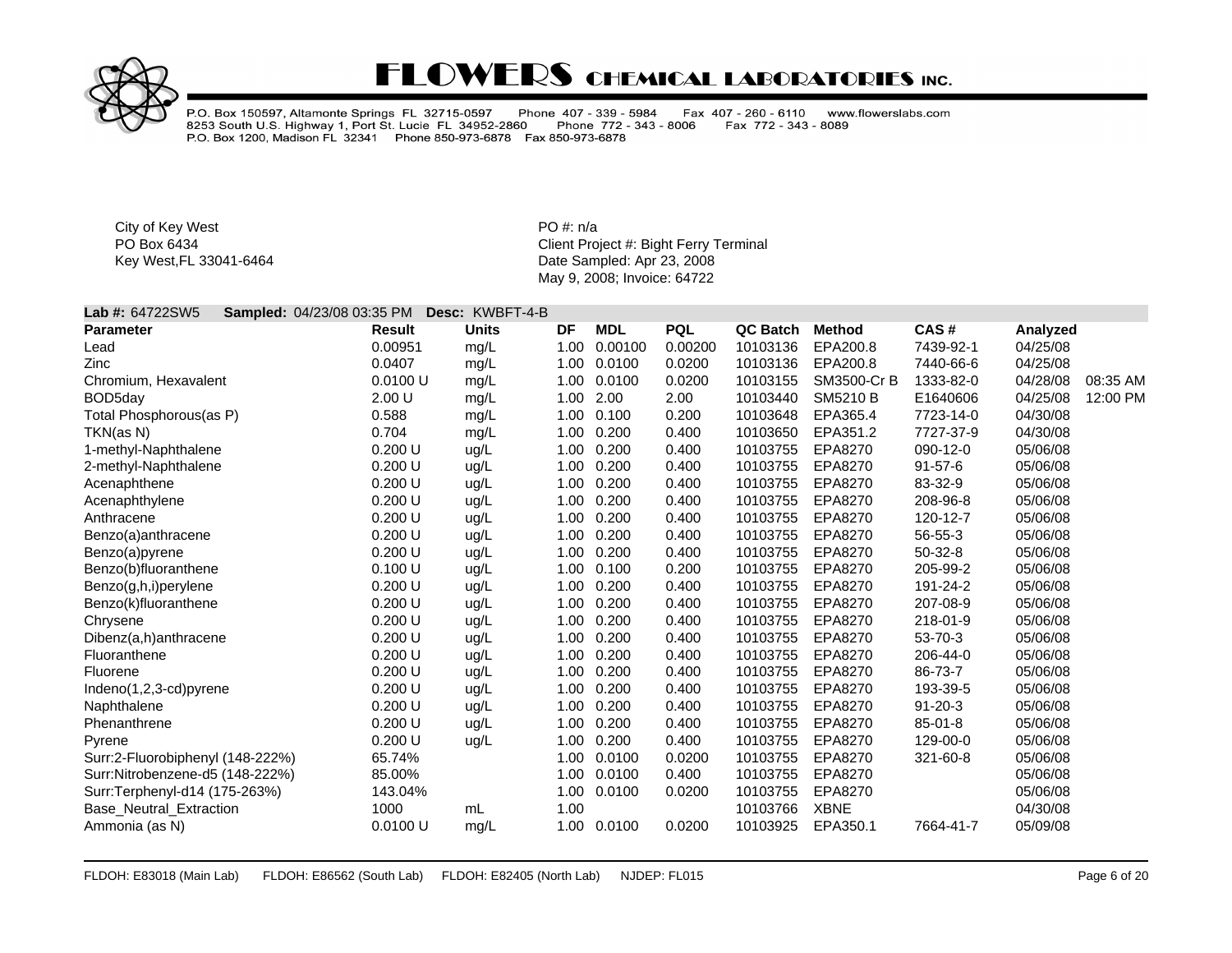# FLOWERS CHEMICAL LABORATORIES INC.

P.O. Box 150597, Altamonte Springs FL 32715-0597 Phone 407 - 339 - 5984 Fax 407 - 260 - 6110 www.flowerslabs.com
8253 South U.S. Highway 1, Port St. Lucie FL 34952-2860 Phone 772 - 343 - 8006 Fax 772 - 343 - 8089
P.O. Box 1200, Madison FL 32341 Phone 850-973-6878 Fax 850-973-6878

City of Key West
PO Box 6434
Key West,FL 33041-6464

PO #: n/a
Client Project #: Bight Ferry Terminal
Date Sampled: Apr 23, 2008
May 9, 2008; Invoice: 64722

**Lab #:** 64722SW5 **Sampled:** 04/23/08 03:35 PM **Desc:** KWBFT-4-B

| Parameter | Result | Units | DF | MDL | PQL | QC Batch | Method | CAS # | Analyzed | |
|---|---|---|---|---|---|---|---|---|---|---|
| Lead | 0.00951 | mg/L | 1.00 | 0.00100 | 0.00200 | 10103136 | EPA200.8 | 7439-92-1 | 04/25/08 | |
| Zinc | 0.0407 | mg/L | 1.00 | 0.0100 | 0.0200 | 10103136 | EPA200.8 | 7440-66-6 | 04/25/08 | |
| Chromium, Hexavalent | 0.0100 U | mg/L | 1.00 | 0.0100 | 0.0200 | 10103155 | SM3500-Cr B | 1333-82-0 | 04/28/08 | 08:35 AM |
| BOD5day | 2.00 U | mg/L | 1.00 | 2.00 | 2.00 | 10103440 | SM5210 B | E1640606 | 04/25/08 | 12:00 PM |
| Total Phosphorous(as P) | 0.588 | mg/L | 1.00 | 0.100 | 0.200 | 10103648 | EPA365.4 | 7723-14-0 | 04/30/08 | |
| TKN(as N) | 0.704 | mg/L | 1.00 | 0.200 | 0.400 | 10103650 | EPA351.2 | 7727-37-9 | 04/30/08 | |
| 1-methyl-Naphthalene | 0.200 U | ug/L | 1.00 | 0.200 | 0.400 | 10103755 | EPA8270 | 090-12-0 | 05/06/08 | |
| 2-methyl-Naphthalene | 0.200 U | ug/L | 1.00 | 0.200 | 0.400 | 10103755 | EPA8270 | 91-57-6 | 05/06/08 | |
| Acenaphthene | 0.200 U | ug/L | 1.00 | 0.200 | 0.400 | 10103755 | EPA8270 | 83-32-9 | 05/06/08 | |
| Acenaphthylene | 0.200 U | ug/L | 1.00 | 0.200 | 0.400 | 10103755 | EPA8270 | 208-96-8 | 05/06/08 | |
| Anthracene | 0.200 U | ug/L | 1.00 | 0.200 | 0.400 | 10103755 | EPA8270 | 120-12-7 | 05/06/08 | |
| Benzo(a)anthracene | 0.200 U | ug/L | 1.00 | 0.200 | 0.400 | 10103755 | EPA8270 | 56-55-3 | 05/06/08 | |
| Benzo(a)pyrene | 0.200 U | ug/L | 1.00 | 0.200 | 0.400 | 10103755 | EPA8270 | 50-32-8 | 05/06/08 | |
| Benzo(b)fluoranthene | 0.100 U | ug/L | 1.00 | 0.100 | 0.200 | 10103755 | EPA8270 | 205-99-2 | 05/06/08 | |
| Benzo(g,h,i)perylene | 0.200 U | ug/L | 1.00 | 0.200 | 0.400 | 10103755 | EPA8270 | 191-24-2 | 05/06/08 | |
| Benzo(k)fluoranthene | 0.200 U | ug/L | 1.00 | 0.200 | 0.400 | 10103755 | EPA8270 | 207-08-9 | 05/06/08 | |
| Chrysene | 0.200 U | ug/L | 1.00 | 0.200 | 0.400 | 10103755 | EPA8270 | 218-01-9 | 05/06/08 | |
| Dibenz(a,h)anthracene | 0.200 U | ug/L | 1.00 | 0.200 | 0.400 | 10103755 | EPA8270 | 53-70-3 | 05/06/08 | |
| Fluoranthene | 0.200 U | ug/L | 1.00 | 0.200 | 0.400 | 10103755 | EPA8270 | 206-44-0 | 05/06/08 | |
| Fluorene | 0.200 U | ug/L | 1.00 | 0.200 | 0.400 | 10103755 | EPA8270 | 86-73-7 | 05/06/08 | |
| Indeno(1,2,3-cd)pyrene | 0.200 U | ug/L | 1.00 | 0.200 | 0.400 | 10103755 | EPA8270 | 193-39-5 | 05/06/08 | |
| Naphthalene | 0.200 U | ug/L | 1.00 | 0.200 | 0.400 | 10103755 | EPA8270 | 91-20-3 | 05/06/08 | |
| Phenanthrene | 0.200 U | ug/L | 1.00 | 0.200 | 0.400 | 10103755 | EPA8270 | 85-01-8 | 05/06/08 | |
| Pyrene | 0.200 U | ug/L | 1.00 | 0.200 | 0.400 | 10103755 | EPA8270 | 129-00-0 | 05/06/08 | |
| Surr:2-Fluorobiphenyl (148-222%) | 65.74% | | 1.00 | 0.0100 | 0.0200 | 10103755 | EPA8270 | 321-60-8 | 05/06/08 | |
| Surr:Nitrobenzene-d5 (148-222%) | 85.00% | | 1.00 | 0.0100 | 0.400 | 10103755 | EPA8270 | | 05/06/08 | |
| Surr:Terphenyl-d14 (175-263%) | 143.04% | | 1.00 | 0.0100 | 0.0200 | 10103755 | EPA8270 | | 05/06/08 | |
| Base_Neutral_Extraction | 1000 | mL | 1.00 | | | 10103766 | XBNE | | 04/30/08 | |
| Ammonia (as N) | 0.0100 U | mg/L | 1.00 | 0.0100 | 0.0200 | 10103925 | EPA350.1 | 7664-41-7 | 05/09/08 | |

FLDOH: E83018 (Main Lab) FLDOH: E86562 (South Lab) FLDOH: E82405 (North Lab) NJDEP: FL015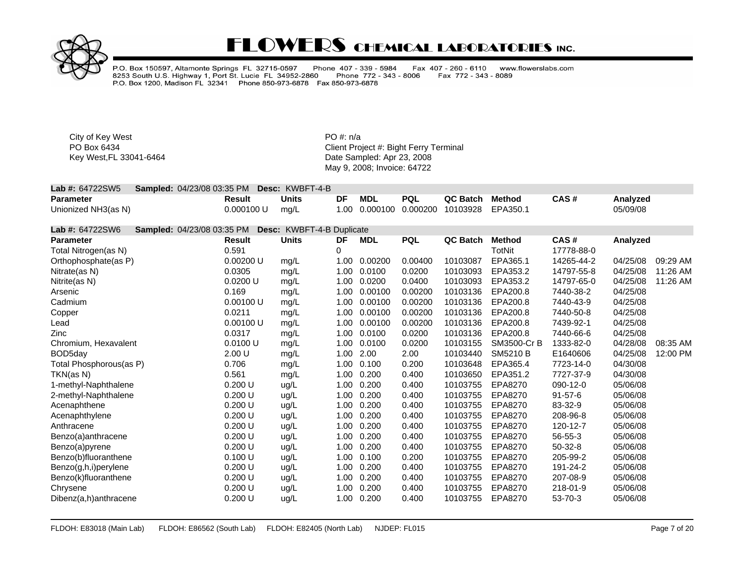# FLOWERS CHEMICAL LABORATORIES INC.

P.O. Box 150597, Altamonte Springs FL 32715-0597 Phone 407 - 339 - 5984 Fax 407 - 260 - 6110 www.flowerslabs.com
8253 South U.S. Highway 1, Port St. Lucie FL 34952-2860 Phone 772 - 343 - 8006 Fax 772 - 343 - 8089
P.O. Box 1200, Madison FL 32341 Phone 850-973-6878 Fax 850-973-6878

City of Key West
PO Box 6434
Key West,FL 33041-6464

PO #: n/a
Client Project #: Bight Ferry Terminal
Date Sampled: Apr 23, 2008
May 9, 2008; Invoice: 64722

**Lab #:** 64722SW5 **Sampled:** 04/23/08 03:35 PM **Desc:** KWBFT-4-B

| Parameter | Result | Units | DF | MDL | PQL | QC Batch | Method | CAS # | Analyzed | |
|---|---|---|---|---|---|---|---|---|---|---|
| Unionized NH3(as N) | 0.000100 U | mg/L | 1.00 | 0.000100 | 0.000200 | 10103928 | EPA350.1 | | 05/09/08 | |

**Lab #:** 64722SW6 **Sampled:** 04/23/08 03:35 PM **Desc:** KWBFT-4-B Duplicate

| Parameter | Result | Units | DF | MDL | PQL | QC Batch | Method | CAS # | Analyzed | |
|---|---|---|---|---|---|---|---|---|---|---|
| Total Nitrogen(as N) | 0.591 | | 0 | | | | TotNit | 17778-88-0 | | |
| Orthophosphate(as P) | 0.00200 U | mg/L | 1.00 | 0.00200 | 0.00400 | 10103087 | EPA365.1 | 14265-44-2 | 04/25/08 | 09:29 AM |
| Nitrate(as N) | 0.0305 | mg/L | 1.00 | 0.0100 | 0.0200 | 10103093 | EPA353.2 | 14797-55-8 | 04/25/08 | 11:26 AM |
| Nitrite(as N) | 0.0200 U | mg/L | 1.00 | 0.0200 | 0.0400 | 10103093 | EPA353.2 | 14797-65-0 | 04/25/08 | 11:26 AM |
| Arsenic | 0.169 | mg/L | 1.00 | 0.00100 | 0.00200 | 10103136 | EPA200.8 | 7440-38-2 | 04/25/08 | |
| Cadmium | 0.00100 U | mg/L | 1.00 | 0.00100 | 0.00200 | 10103136 | EPA200.8 | 7440-43-9 | 04/25/08 | |
| Copper | 0.0211 | mg/L | 1.00 | 0.00100 | 0.00200 | 10103136 | EPA200.8 | 7440-50-8 | 04/25/08 | |
| Lead | 0.00100 U | mg/L | 1.00 | 0.00100 | 0.00200 | 10103136 | EPA200.8 | 7439-92-1 | 04/25/08 | |
| Zinc | 0.0317 | mg/L | 1.00 | 0.0100 | 0.0200 | 10103136 | EPA200.8 | 7440-66-6 | 04/25/08 | |
| Chromium, Hexavalent | 0.0100 U | mg/L | 1.00 | 0.0100 | 0.0200 | 10103155 | SM3500-Cr B | 1333-82-0 | 04/28/08 | 08:35 AM |
| BOD5day | 2.00 U | mg/L | 1.00 | 2.00 | 2.00 | 10103440 | SM5210 B | E1640606 | 04/25/08 | 12:00 PM |
| Total Phosphorous(as P) | 0.706 | mg/L | 1.00 | 0.100 | 0.200 | 10103648 | EPA365.4 | 7723-14-0 | 04/30/08 | |
| TKN(as N) | 0.561 | mg/L | 1.00 | 0.200 | 0.400 | 10103650 | EPA351.2 | 7727-37-9 | 04/30/08 | |
| 1-methyl-Naphthalene | 0.200 U | ug/L | 1.00 | 0.200 | 0.400 | 10103755 | EPA8270 | 090-12-0 | 05/06/08 | |
| 2-methyl-Naphthalene | 0.200 U | ug/L | 1.00 | 0.200 | 0.400 | 10103755 | EPA8270 | 91-57-6 | 05/06/08 | |
| Acenaphthene | 0.200 U | ug/L | 1.00 | 0.200 | 0.400 | 10103755 | EPA8270 | 83-32-9 | 05/06/08 | |
| Acenaphthylene | 0.200 U | ug/L | 1.00 | 0.200 | 0.400 | 10103755 | EPA8270 | 208-96-8 | 05/06/08 | |
| Anthracene | 0.200 U | ug/L | 1.00 | 0.200 | 0.400 | 10103755 | EPA8270 | 120-12-7 | 05/06/08 | |
| Benzo(a)anthracene | 0.200 U | ug/L | 1.00 | 0.200 | 0.400 | 10103755 | EPA8270 | 56-55-3 | 05/06/08 | |
| Benzo(a)pyrene | 0.200 U | ug/L | 1.00 | 0.200 | 0.400 | 10103755 | EPA8270 | 50-32-8 | 05/06/08 | |
| Benzo(b)fluoranthene | 0.100 U | ug/L | 1.00 | 0.100 | 0.200 | 10103755 | EPA8270 | 205-99-2 | 05/06/08 | |
| Benzo(g,h,i)perylene | 0.200 U | ug/L | 1.00 | 0.200 | 0.400 | 10103755 | EPA8270 | 191-24-2 | 05/06/08 | |
| Benzo(k)fluoranthene | 0.200 U | ug/L | 1.00 | 0.200 | 0.400 | 10103755 | EPA8270 | 207-08-9 | 05/06/08 | |
| Chrysene | 0.200 U | ug/L | 1.00 | 0.200 | 0.400 | 10103755 | EPA8270 | 218-01-9 | 05/06/08 | |
| Dibenz(a,h)anthracene | 0.200 U | ug/L | 1.00 | 0.200 | 0.400 | 10103755 | EPA8270 | 53-70-3 | 05/06/08 | |

FLDOH: E83018 (Main Lab) FLDOH: E86562 (South Lab) FLDOH: E82405 (North Lab) NJDEP: FL015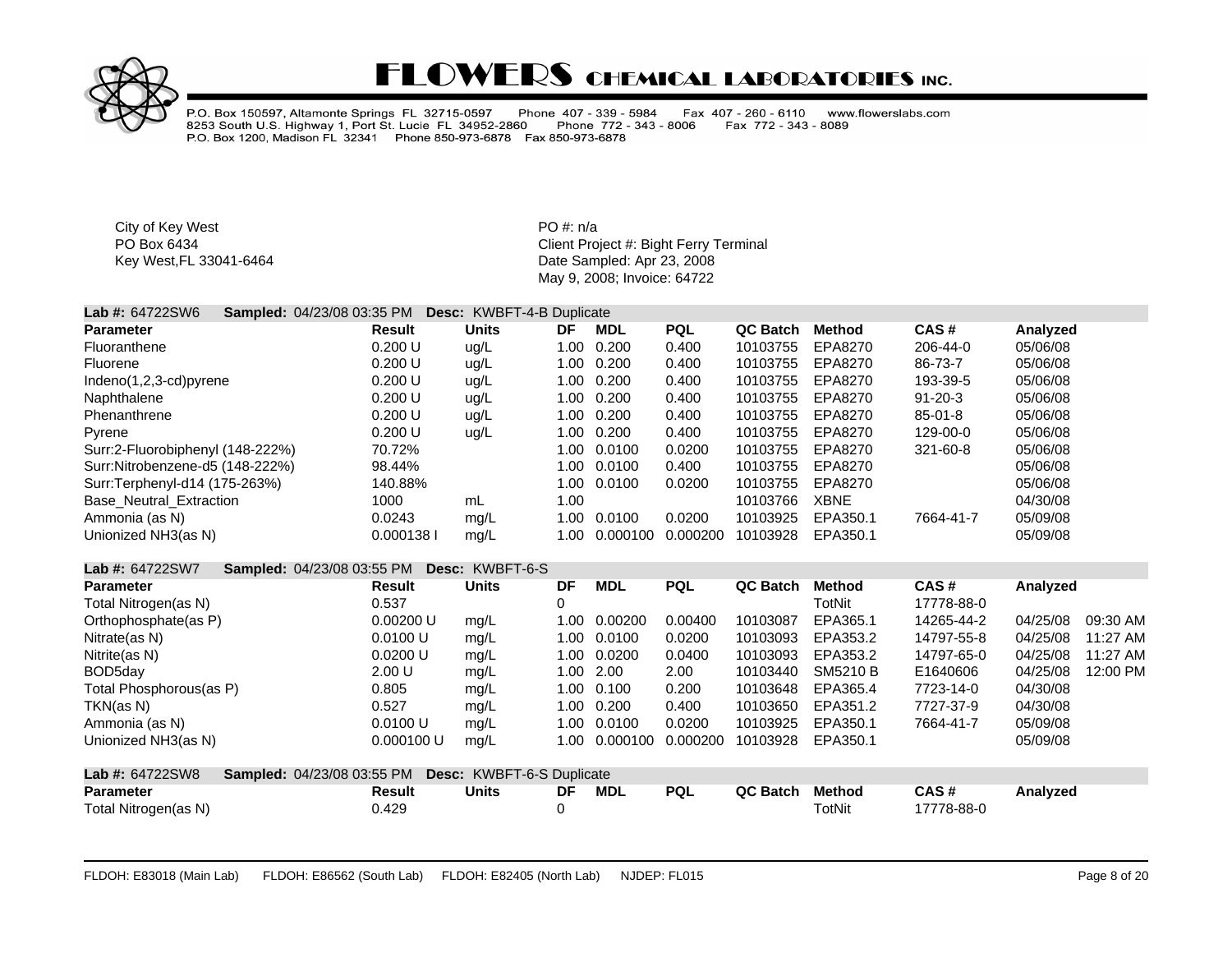# FLOWERS CHEMICAL LABORATORIES INC.

P.O. Box 150597, Altamonte Springs FL 32715-0597 Phone 407 - 339 - 5984 Fax 407 - 260 - 6110 www.flowerslabs.com
8253 South U.S. Highway 1, Port St. Lucie FL 34952-2860 Phone 772 - 343 - 8006 Fax 772 - 343 - 8089
P.O. Box 1200, Madison FL 32341 Phone 850-973-6878 Fax 850-973-6878

City of Key West
PO Box 6434
Key West,FL 33041-6464

PO #: n/a
Client Project #: Bight Ferry Terminal
Date Sampled: Apr 23, 2008
May 9, 2008; Invoice: 64722

**Lab #:** 64722SW6 **Sampled:** 04/23/08 03:35 PM **Desc:** KWBFT-4-B Duplicate

| Parameter | Result | Units | DF | MDL | PQL | QC Batch | Method | CAS # | Analyzed |
|---|---|---|---|---|---|---|---|---|---|
| Fluoranthene | 0.200 U | ug/L | 1.00 | 0.200 | 0.400 | 10103755 | EPA8270 | 206-44-0 | 05/06/08 |
| Fluorene | 0.200 U | ug/L | 1.00 | 0.200 | 0.400 | 10103755 | EPA8270 | 86-73-7 | 05/06/08 |
| Indeno(1,2,3-cd)pyrene | 0.200 U | ug/L | 1.00 | 0.200 | 0.400 | 10103755 | EPA8270 | 193-39-5 | 05/06/08 |
| Naphthalene | 0.200 U | ug/L | 1.00 | 0.200 | 0.400 | 10103755 | EPA8270 | 91-20-3 | 05/06/08 |
| Phenanthrene | 0.200 U | ug/L | 1.00 | 0.200 | 0.400 | 10103755 | EPA8270 | 85-01-8 | 05/06/08 |
| Pyrene | 0.200 U | ug/L | 1.00 | 0.200 | 0.400 | 10103755 | EPA8270 | 129-00-0 | 05/06/08 |
| Surr:2-Fluorobiphenyl (148-222%) | 70.72% | | 1.00 | 0.0100 | 0.0200 | 10103755 | EPA8270 | 321-60-8 | 05/06/08 |
| Surr:Nitrobenzene-d5 (148-222%) | 98.44% | | 1.00 | 0.0100 | 0.400 | 10103755 | EPA8270 | | 05/06/08 |
| Surr:Terphenyl-d14 (175-263%) | 140.88% | | 1.00 | 0.0100 | 0.0200 | 10103755 | EPA8270 | | 05/06/08 |
| Base_Neutral_Extraction | 1000 | mL | 1.00 | | | 10103766 | XBNE | | 04/30/08 |
| Ammonia (as N) | 0.0243 | mg/L | 1.00 | 0.0100 | 0.0200 | 10103925 | EPA350.1 | 7664-41-7 | 05/09/08 |
| Unionized NH3(as N) | 0.000138 I | mg/L | 1.00 | 0.000100 | 0.000200 | 10103928 | EPA350.1 | | 05/09/08 |

**Lab #:** 64722SW7 **Sampled:** 04/23/08 03:55 PM **Desc:** KWBFT-6-S

| Parameter | Result | Units | DF | MDL | PQL | QC Batch | Method | CAS # | Analyzed | |
|---|---|---|---|---|---|---|---|---|---|---|
| Total Nitrogen(as N) | 0.537 | | 0 | | | | TotNit | 17778-88-0 | | |
| Orthophosphate(as P) | 0.00200 U | mg/L | 1.00 | 0.00200 | 0.00400 | 10103087 | EPA365.1 | 14265-44-2 | 04/25/08 | 09:30 AM |
| Nitrate(as N) | 0.0100 U | mg/L | 1.00 | 0.0100 | 0.0200 | 10103093 | EPA353.2 | 14797-55-8 | 04/25/08 | 11:27 AM |
| Nitrite(as N) | 0.0200 U | mg/L | 1.00 | 0.0200 | 0.0400 | 10103093 | EPA353.2 | 14797-65-0 | 04/25/08 | 11:27 AM |
| BOD5day | 2.00 U | mg/L | 1.00 | 2.00 | 2.00 | 10103440 | SM5210 B | E1640606 | 04/25/08 | 12:00 PM |
| Total Phosphorous(as P) | 0.805 | mg/L | 1.00 | 0.100 | 0.200 | 10103648 | EPA365.4 | 7723-14-0 | 04/30/08 | |
| TKN(as N) | 0.527 | mg/L | 1.00 | 0.200 | 0.400 | 10103650 | EPA351.2 | 7727-37-9 | 04/30/08 | |
| Ammonia (as N) | 0.0100 U | mg/L | 1.00 | 0.0100 | 0.0200 | 10103925 | EPA350.1 | 7664-41-7 | 05/09/08 | |
| Unionized NH3(as N) | 0.000100 U | mg/L | 1.00 | 0.000100 | 0.000200 | 10103928 | EPA350.1 | | 05/09/08 | |

**Lab #:** 64722SW8 **Sampled:** 04/23/08 03:55 PM **Desc:** KWBFT-6-S Duplicate

| Parameter | Result | Units | DF | MDL | PQL | QC Batch | Method | CAS # | Analyzed |
|---|---|---|---|---|---|---|---|---|---|
| Total Nitrogen(as N) | 0.429 | | 0 | | | | TotNit | 17778-88-0 | |

FLDOH: E83018 (Main Lab) FLDOH: E86562 (South Lab) FLDOH: E82405 (North Lab) NJDEP: FL015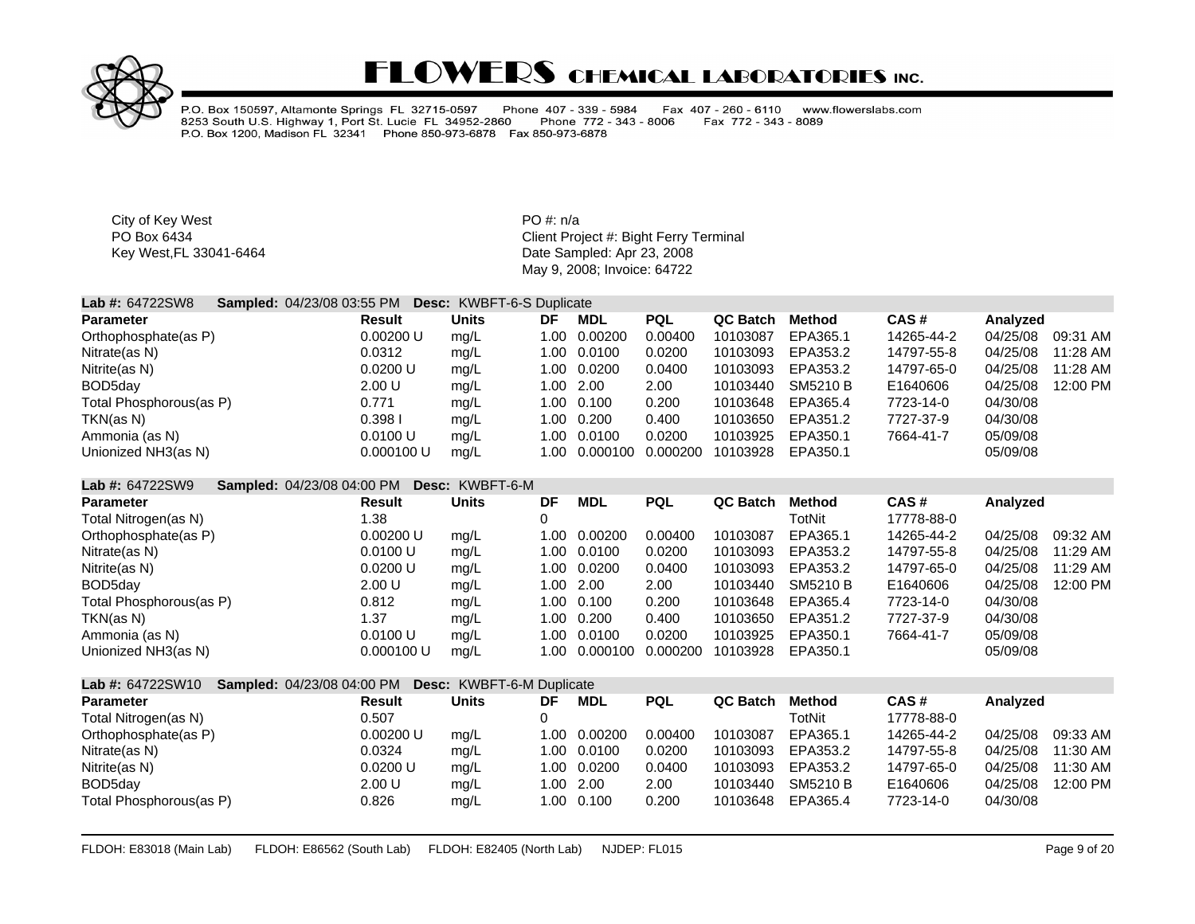# FLOWERS CHEMICAL LABORATORIES INC.

P.O. Box 150597, Altamonte Springs FL 32715-0597 Phone 407 - 339 - 5984 Fax 407 - 260 - 6110 www.flowerslabs.com
8253 South U.S. Highway 1, Port St. Lucie FL 34952-2860 Phone 772 - 343 - 8006 Fax 772 - 343 - 8089
P.O. Box 1200, Madison FL 32341 Phone 850-973-6878 Fax 850-973-6878

City of Key West
PO Box 6434
Key West,FL 33041-6464

PO #: n/a
Client Project #: Bight Ferry Terminal
Date Sampled: Apr 23, 2008
May 9, 2008; Invoice: 64722

**Lab #:** 64722SW8 **Sampled:** 04/23/08 03:55 PM **Desc:** KWBFT-6-S Duplicate

| Parameter | Result | Units | DF | MDL | PQL | QC Batch | Method | CAS # | Analyzed | |
|---|---|---|---|---|---|---|---|---|---|---|
| Orthophosphate(as P) | 0.00200 U | mg/L | 1.00 | 0.00200 | 0.00400 | 10103087 | EPA365.1 | 14265-44-2 | 04/25/08 | 09:31 AM |
| Nitrate(as N) | 0.0312 | mg/L | 1.00 | 0.0100 | 0.0200 | 10103093 | EPA353.2 | 14797-55-8 | 04/25/08 | 11:28 AM |
| Nitrite(as N) | 0.0200 U | mg/L | 1.00 | 0.0200 | 0.0400 | 10103093 | EPA353.2 | 14797-65-0 | 04/25/08 | 11:28 AM |
| BOD5day | 2.00 U | mg/L | 1.00 | 2.00 | 2.00 | 10103440 | SM5210 B | E1640606 | 04/25/08 | 12:00 PM |
| Total Phosphorous(as P) | 0.771 | mg/L | 1.00 | 0.100 | 0.200 | 10103648 | EPA365.4 | 7723-14-0 | 04/30/08 | |
| TKN(as N) | 0.398 I | mg/L | 1.00 | 0.200 | 0.400 | 10103650 | EPA351.2 | 7727-37-9 | 04/30/08 | |
| Ammonia (as N) | 0.0100 U | mg/L | 1.00 | 0.0100 | 0.0200 | 10103925 | EPA350.1 | 7664-41-7 | 05/09/08 | |
| Unionized NH3(as N) | 0.000100 U | mg/L | 1.00 | 0.000100 | 0.000200 | 10103928 | EPA350.1 | | 05/09/08 | |

**Lab #:** 64722SW9 **Sampled:** 04/23/08 04:00 PM **Desc:** KWBFT-6-M

| Parameter | Result | Units | DF | MDL | PQL | QC Batch | Method | CAS # | Analyzed | |
|---|---|---|---|---|---|---|---|---|---|---|
| Total Nitrogen(as N) | 1.38 | | 0 | | | | TotNit | 17778-88-0 | | |
| Orthophosphate(as P) | 0.00200 U | mg/L | 1.00 | 0.00200 | 0.00400 | 10103087 | EPA365.1 | 14265-44-2 | 04/25/08 | 09:32 AM |
| Nitrate(as N) | 0.0100 U | mg/L | 1.00 | 0.0100 | 0.0200 | 10103093 | EPA353.2 | 14797-55-8 | 04/25/08 | 11:29 AM |
| Nitrite(as N) | 0.0200 U | mg/L | 1.00 | 0.0200 | 0.0400 | 10103093 | EPA353.2 | 14797-65-0 | 04/25/08 | 11:29 AM |
| BOD5day | 2.00 U | mg/L | 1.00 | 2.00 | 2.00 | 10103440 | SM5210 B | E1640606 | 04/25/08 | 12:00 PM |
| Total Phosphorous(as P) | 0.812 | mg/L | 1.00 | 0.100 | 0.200 | 10103648 | EPA365.4 | 7723-14-0 | 04/30/08 | |
| TKN(as N) | 1.37 | mg/L | 1.00 | 0.200 | 0.400 | 10103650 | EPA351.2 | 7727-37-9 | 04/30/08 | |
| Ammonia (as N) | 0.0100 U | mg/L | 1.00 | 0.0100 | 0.0200 | 10103925 | EPA350.1 | 7664-41-7 | 05/09/08 | |
| Unionized NH3(as N) | 0.000100 U | mg/L | 1.00 | 0.000100 | 0.000200 | 10103928 | EPA350.1 | | 05/09/08 | |

**Lab #:** 64722SW10 **Sampled:** 04/23/08 04:00 PM **Desc:** KWBFT-6-M Duplicate

| Parameter | Result | Units | DF | MDL | PQL | QC Batch | Method | CAS # | Analyzed | |
|---|---|---|---|---|---|---|---|---|---|---|
| Total Nitrogen(as N) | 0.507 | | 0 | | | | TotNit | 17778-88-0 | | |
| Orthophosphate(as P) | 0.00200 U | mg/L | 1.00 | 0.00200 | 0.00400 | 10103087 | EPA365.1 | 14265-44-2 | 04/25/08 | 09:33 AM |
| Nitrate(as N) | 0.0324 | mg/L | 1.00 | 0.0100 | 0.0200 | 10103093 | EPA353.2 | 14797-55-8 | 04/25/08 | 11:30 AM |
| Nitrite(as N) | 0.0200 U | mg/L | 1.00 | 0.0200 | 0.0400 | 10103093 | EPA353.2 | 14797-65-0 | 04/25/08 | 11:30 AM |
| BOD5day | 2.00 U | mg/L | 1.00 | 2.00 | 2.00 | 10103440 | SM5210 B | E1640606 | 04/25/08 | 12:00 PM |
| Total Phosphorous(as P) | 0.826 | mg/L | 1.00 | 0.100 | 0.200 | 10103648 | EPA365.4 | 7723-14-0 | 04/30/08 | |

FLDOH: E83018 (Main Lab) FLDOH: E86562 (South Lab) FLDOH: E82405 (North Lab) NJDEP: FL015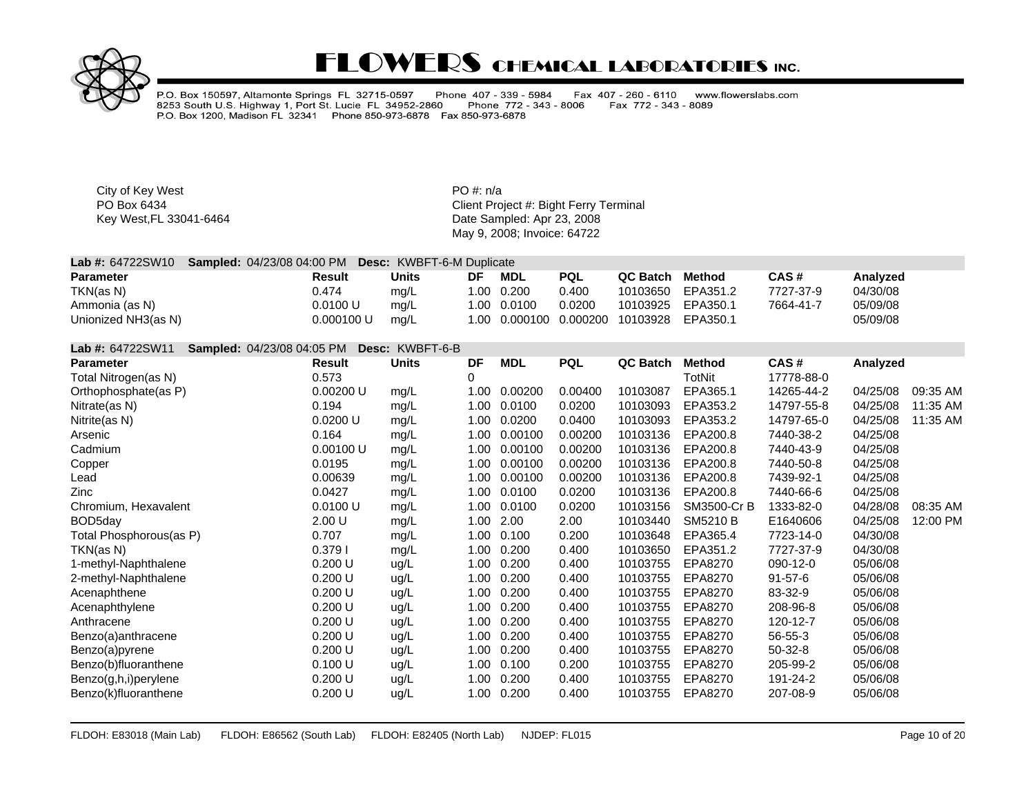# FLOWERS CHEMICAL LABORATORIES INC.

P.O. Box 150597, Altamonte Springs FL 32715-0597 Phone 407 - 339 - 5984 Fax 407 - 260 - 6110 www.flowerslabs.com
8253 South U.S. Highway 1, Port St. Lucie FL 34952-2860 Phone 772 - 343 - 8006 Fax 772 - 343 - 8089
P.O. Box 1200, Madison FL 32341 Phone 850-973-6878 Fax 850-973-6878

City of Key West
PO Box 6434
Key West,FL 33041-6464

PO #: n/a
Client Project #: Bight Ferry Terminal
Date Sampled: Apr 23, 2008
May 9, 2008; Invoice: 64722

**Lab #:** 64722SW10 **Sampled:** 04/23/08 04:00 PM **Desc:** KWBFT-6-M Duplicate

| Parameter | Result | Units | DF | MDL | PQL | QC Batch | Method | CAS # | Analyzed |
|---|---|---|---|---|---|---|---|---|---|
| TKN(as N) | 0.474 | mg/L | 1.00 | 0.200 | 0.400 | 10103650 | EPA351.2 | 7727-37-9 | 04/30/08 |
| Ammonia (as N) | 0.0100 U | mg/L | 1.00 | 0.0100 | 0.0200 | 10103925 | EPA350.1 | 7664-41-7 | 05/09/08 |
| Unionized NH3(as N) | 0.000100 U | mg/L | 1.00 | 0.000100 | 0.000200 | 10103928 | EPA350.1 | | 05/09/08 |

**Lab #:** 64722SW11 **Sampled:** 04/23/08 04:05 PM **Desc:** KWBFT-6-B

| Parameter | Result | Units | DF | MDL | PQL | QC Batch | Method | CAS # | Analyzed | |
|---|---|---|---|---|---|---|---|---|---|---|
| Total Nitrogen(as N) | 0.573 | | 0 | | | | TotNit | 17778-88-0 | | |
| Orthophosphate(as P) | 0.00200 U | mg/L | 1.00 | 0.00200 | 0.00400 | 10103087 | EPA365.1 | 14265-44-2 | 04/25/08 | 09:35 AM |
| Nitrate(as N) | 0.194 | mg/L | 1.00 | 0.0100 | 0.0200 | 10103093 | EPA353.2 | 14797-55-8 | 04/25/08 | 11:35 AM |
| Nitrite(as N) | 0.0200 U | mg/L | 1.00 | 0.0200 | 0.0400 | 10103093 | EPA353.2 | 14797-65-0 | 04/25/08 | 11:35 AM |
| Arsenic | 0.164 | mg/L | 1.00 | 0.00100 | 0.00200 | 10103136 | EPA200.8 | 7440-38-2 | 04/25/08 | |
| Cadmium | 0.00100 U | mg/L | 1.00 | 0.00100 | 0.00200 | 10103136 | EPA200.8 | 7440-43-9 | 04/25/08 | |
| Copper | 0.0195 | mg/L | 1.00 | 0.00100 | 0.00200 | 10103136 | EPA200.8 | 7440-50-8 | 04/25/08 | |
| Lead | 0.00639 | mg/L | 1.00 | 0.00100 | 0.00200 | 10103136 | EPA200.8 | 7439-92-1 | 04/25/08 | |
| Zinc | 0.0427 | mg/L | 1.00 | 0.0100 | 0.0200 | 10103136 | EPA200.8 | 7440-66-6 | 04/25/08 | |
| Chromium, Hexavalent | 0.0100 U | mg/L | 1.00 | 0.0100 | 0.0200 | 10103156 | SM3500-Cr B | 1333-82-0 | 04/28/08 | 08:35 AM |
| BOD5day | 2.00 U | mg/L | 1.00 | 2.00 | 2.00 | 10103440 | SM5210 B | E1640606 | 04/25/08 | 12:00 PM |
| Total Phosphorous(as P) | 0.707 | mg/L | 1.00 | 0.100 | 0.200 | 10103648 | EPA365.4 | 7723-14-0 | 04/30/08 | |
| TKN(as N) | 0.379 I | mg/L | 1.00 | 0.200 | 0.400 | 10103650 | EPA351.2 | 7727-37-9 | 04/30/08 | |
| 1-methyl-Naphthalene | 0.200 U | ug/L | 1.00 | 0.200 | 0.400 | 10103755 | EPA8270 | 090-12-0 | 05/06/08 | |
| 2-methyl-Naphthalene | 0.200 U | ug/L | 1.00 | 0.200 | 0.400 | 10103755 | EPA8270 | 91-57-6 | 05/06/08 | |
| Acenaphthene | 0.200 U | ug/L | 1.00 | 0.200 | 0.400 | 10103755 | EPA8270 | 83-32-9 | 05/06/08 | |
| Acenaphthylene | 0.200 U | ug/L | 1.00 | 0.200 | 0.400 | 10103755 | EPA8270 | 208-96-8 | 05/06/08 | |
| Anthracene | 0.200 U | ug/L | 1.00 | 0.200 | 0.400 | 10103755 | EPA8270 | 120-12-7 | 05/06/08 | |
| Benzo(a)anthracene | 0.200 U | ug/L | 1.00 | 0.200 | 0.400 | 10103755 | EPA8270 | 56-55-3 | 05/06/08 | |
| Benzo(a)pyrene | 0.200 U | ug/L | 1.00 | 0.200 | 0.400 | 10103755 | EPA8270 | 50-32-8 | 05/06/08 | |
| Benzo(b)fluoranthene | 0.100 U | ug/L | 1.00 | 0.100 | 0.200 | 10103755 | EPA8270 | 205-99-2 | 05/06/08 | |
| Benzo(g,h,i)perylene | 0.200 U | ug/L | 1.00 | 0.200 | 0.400 | 10103755 | EPA8270 | 191-24-2 | 05/06/08 | |
| Benzo(k)fluoranthene | 0.200 U | ug/L | 1.00 | 0.200 | 0.400 | 10103755 | EPA8270 | 207-08-9 | 05/06/08 | |

FLDOH: E83018 (Main Lab) FLDOH: E86562 (South Lab) FLDOH: E82405 (North Lab) NJDEP: FL015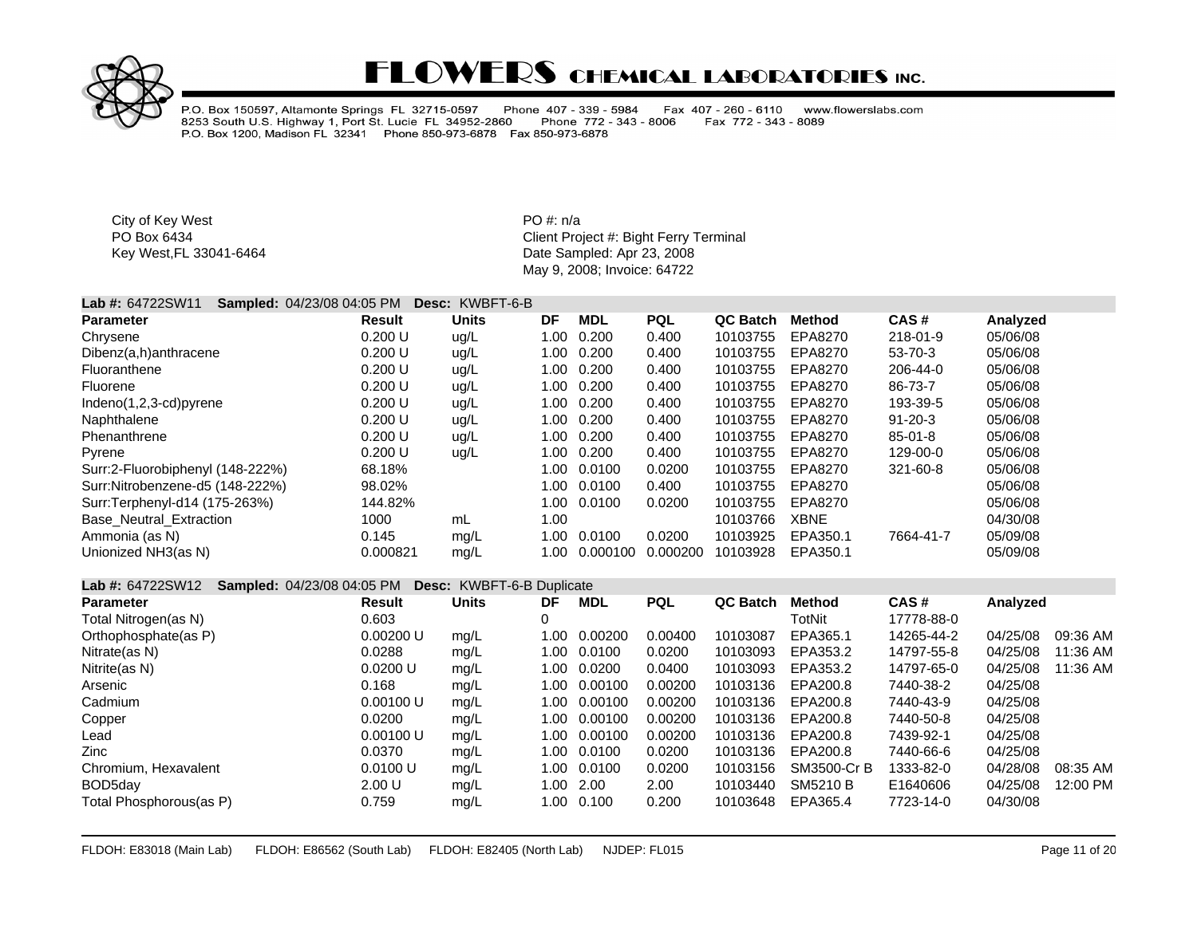# FLOWERS CHEMICAL LABORATORIES INC.

P.O. Box 150597, Altamonte Springs FL 32715-0597 Phone 407 - 339 - 5984 Fax 407 - 260 - 6110 www.flowerslabs.com
8253 South U.S. Highway 1, Port St. Lucie FL 34952-2860 Phone 772 - 343 - 8006 Fax 772 - 343 - 8089
P.O. Box 1200, Madison FL 32341 Phone 850-973-6878 Fax 850-973-6878

City of Key West
PO Box 6434
Key West,FL 33041-6464

PO #: n/a
Client Project #: Bight Ferry Terminal
Date Sampled: Apr 23, 2008
May 9, 2008; Invoice: 64722

**Lab #:** 64722SW11 **Sampled:** 04/23/08 04:05 PM **Desc:** KWBFT-6-B

| Parameter | Result | Units | DF | MDL | PQL | QC Batch | Method | CAS # | Analyzed |
|---|---|---|---|---|---|---|---|---|---|
| Chrysene | 0.200 U | ug/L | 1.00 | 0.200 | 0.400 | 10103755 | EPA8270 | 218-01-9 | 05/06/08 |
| Dibenz(a,h)anthracene | 0.200 U | ug/L | 1.00 | 0.200 | 0.400 | 10103755 | EPA8270 | 53-70-3 | 05/06/08 |
| Fluoranthene | 0.200 U | ug/L | 1.00 | 0.200 | 0.400 | 10103755 | EPA8270 | 206-44-0 | 05/06/08 |
| Fluorene | 0.200 U | ug/L | 1.00 | 0.200 | 0.400 | 10103755 | EPA8270 | 86-73-7 | 05/06/08 |
| Indeno(1,2,3-cd)pyrene | 0.200 U | ug/L | 1.00 | 0.200 | 0.400 | 10103755 | EPA8270 | 193-39-5 | 05/06/08 |
| Naphthalene | 0.200 U | ug/L | 1.00 | 0.200 | 0.400 | 10103755 | EPA8270 | 91-20-3 | 05/06/08 |
| Phenanthrene | 0.200 U | ug/L | 1.00 | 0.200 | 0.400 | 10103755 | EPA8270 | 85-01-8 | 05/06/08 |
| Pyrene | 0.200 U | ug/L | 1.00 | 0.200 | 0.400 | 10103755 | EPA8270 | 129-00-0 | 05/06/08 |
| Surr:2-Fluorobiphenyl (148-222%) | 68.18% | | 1.00 | 0.0100 | 0.0200 | 10103755 | EPA8270 | 321-60-8 | 05/06/08 |
| Surr:Nitrobenzene-d5 (148-222%) | 98.02% | | 1.00 | 0.0100 | 0.400 | 10103755 | EPA8270 | | 05/06/08 |
| Surr:Terphenyl-d14 (175-263%) | 144.82% | | 1.00 | 0.0100 | 0.0200 | 10103755 | EPA8270 | | 05/06/08 |
| Base_Neutral_Extraction | 1000 | mL | 1.00 | | | 10103766 | XBNE | | 04/30/08 |
| Ammonia (as N) | 0.145 | mg/L | 1.00 | 0.0100 | 0.0200 | 10103925 | EPA350.1 | 7664-41-7 | 05/09/08 |
| Unionized NH3(as N) | 0.000821 | mg/L | 1.00 | 0.000100 | 0.000200 | 10103928 | EPA350.1 | | 05/09/08 |

**Lab #:** 64722SW12 **Sampled:** 04/23/08 04:05 PM **Desc:** KWBFT-6-B Duplicate

| Parameter | Result | Units | DF | MDL | PQL | QC Batch | Method | CAS # | Analyzed | |
|---|---|---|---|---|---|---|---|---|---|---|
| Total Nitrogen(as N) | 0.603 | | 0 | | | | TotNit | 17778-88-0 | | |
| Orthophosphate(as P) | 0.00200 U | mg/L | 1.00 | 0.00200 | 0.00400 | 10103087 | EPA365.1 | 14265-44-2 | 04/25/08 | 09:36 AM |
| Nitrate(as N) | 0.0288 | mg/L | 1.00 | 0.0100 | 0.0200 | 10103093 | EPA353.2 | 14797-55-8 | 04/25/08 | 11:36 AM |
| Nitrite(as N) | 0.0200 U | mg/L | 1.00 | 0.0200 | 0.0400 | 10103093 | EPA353.2 | 14797-65-0 | 04/25/08 | 11:36 AM |
| Arsenic | 0.168 | mg/L | 1.00 | 0.00100 | 0.00200 | 10103136 | EPA200.8 | 7440-38-2 | 04/25/08 | |
| Cadmium | 0.00100 U | mg/L | 1.00 | 0.00100 | 0.00200 | 10103136 | EPA200.8 | 7440-43-9 | 04/25/08 | |
| Copper | 0.0200 | mg/L | 1.00 | 0.00100 | 0.00200 | 10103136 | EPA200.8 | 7440-50-8 | 04/25/08 | |
| Lead | 0.00100 U | mg/L | 1.00 | 0.00100 | 0.00200 | 10103136 | EPA200.8 | 7439-92-1 | 04/25/08 | |
| Zinc | 0.0370 | mg/L | 1.00 | 0.0100 | 0.0200 | 10103136 | EPA200.8 | 7440-66-6 | 04/25/08 | |
| Chromium, Hexavalent | 0.0100 U | mg/L | 1.00 | 0.0100 | 0.0200 | 10103156 | SM3500-Cr B | 1333-82-0 | 04/28/08 | 08:35 AM |
| BOD5day | 2.00 U | mg/L | 1.00 | 2.00 | 2.00 | 10103440 | SM5210 B | E1640606 | 04/25/08 | 12:00 PM |
| Total Phosphorous(as P) | 0.759 | mg/L | 1.00 | 0.100 | 0.200 | 10103648 | EPA365.4 | 7723-14-0 | 04/30/08 | |

FLDOH: E83018 (Main Lab) FLDOH: E86562 (South Lab) FLDOH: E82405 (North Lab) NJDEP: FL015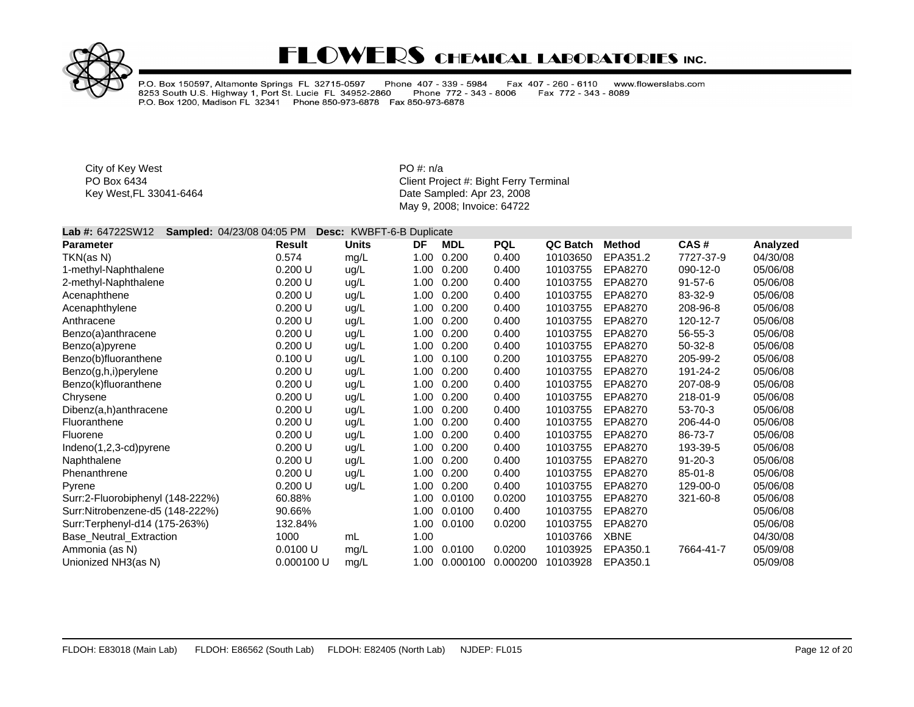# FLOWERS CHEMICAL LABORATORIES INC.

P.O. Box 150597, Altamonte Springs FL 32715-0597 Phone 407 - 339 - 5984 Fax 407 - 260 - 6110 www.flowerslabs.com
8253 South U.S. Highway 1, Port St. Lucie FL 34952-2860 Phone 772 - 343 - 8006 Fax 772 - 343 - 8089
P.O. Box 1200, Madison FL 32341 Phone 850-973-6878 Fax 850-973-6878

City of Key West
PO Box 6434
Key West,FL 33041-6464

PO #: n/a
Client Project #: Bight Ferry Terminal
Date Sampled: Apr 23, 2008
May 9, 2008; Invoice: 64722

**Lab #:** 64722SW12 **Sampled:** 04/23/08 04:05 PM **Desc:** KWBFT-6-B Duplicate

| Parameter | Result | Units | DF | MDL | PQL | QC Batch | Method | CAS # | Analyzed |
|---|---|---|---|---|---|---|---|---|---|
| TKN(as N) | 0.574 | mg/L | 1.00 | 0.200 | 0.400 | 10103650 | EPA351.2 | 7727-37-9 | 04/30/08 |
| 1-methyl-Naphthalene | 0.200 U | ug/L | 1.00 | 0.200 | 0.400 | 10103755 | EPA8270 | 090-12-0 | 05/06/08 |
| 2-methyl-Naphthalene | 0.200 U | ug/L | 1.00 | 0.200 | 0.400 | 10103755 | EPA8270 | 91-57-6 | 05/06/08 |
| Acenaphthene | 0.200 U | ug/L | 1.00 | 0.200 | 0.400 | 10103755 | EPA8270 | 83-32-9 | 05/06/08 |
| Acenaphthylene | 0.200 U | ug/L | 1.00 | 0.200 | 0.400 | 10103755 | EPA8270 | 208-96-8 | 05/06/08 |
| Anthracene | 0.200 U | ug/L | 1.00 | 0.200 | 0.400 | 10103755 | EPA8270 | 120-12-7 | 05/06/08 |
| Benzo(a)anthracene | 0.200 U | ug/L | 1.00 | 0.200 | 0.400 | 10103755 | EPA8270 | 56-55-3 | 05/06/08 |
| Benzo(a)pyrene | 0.200 U | ug/L | 1.00 | 0.200 | 0.400 | 10103755 | EPA8270 | 50-32-8 | 05/06/08 |
| Benzo(b)fluoranthene | 0.100 U | ug/L | 1.00 | 0.100 | 0.200 | 10103755 | EPA8270 | 205-99-2 | 05/06/08 |
| Benzo(g,h,i)perylene | 0.200 U | ug/L | 1.00 | 0.200 | 0.400 | 10103755 | EPA8270 | 191-24-2 | 05/06/08 |
| Benzo(k)fluoranthene | 0.200 U | ug/L | 1.00 | 0.200 | 0.400 | 10103755 | EPA8270 | 207-08-9 | 05/06/08 |
| Chrysene | 0.200 U | ug/L | 1.00 | 0.200 | 0.400 | 10103755 | EPA8270 | 218-01-9 | 05/06/08 |
| Dibenz(a,h)anthracene | 0.200 U | ug/L | 1.00 | 0.200 | 0.400 | 10103755 | EPA8270 | 53-70-3 | 05/06/08 |
| Fluoranthene | 0.200 U | ug/L | 1.00 | 0.200 | 0.400 | 10103755 | EPA8270 | 206-44-0 | 05/06/08 |
| Fluorene | 0.200 U | ug/L | 1.00 | 0.200 | 0.400 | 10103755 | EPA8270 | 86-73-7 | 05/06/08 |
| Indeno(1,2,3-cd)pyrene | 0.200 U | ug/L | 1.00 | 0.200 | 0.400 | 10103755 | EPA8270 | 193-39-5 | 05/06/08 |
| Naphthalene | 0.200 U | ug/L | 1.00 | 0.200 | 0.400 | 10103755 | EPA8270 | 91-20-3 | 05/06/08 |
| Phenanthrene | 0.200 U | ug/L | 1.00 | 0.200 | 0.400 | 10103755 | EPA8270 | 85-01-8 | 05/06/08 |
| Pyrene | 0.200 U | ug/L | 1.00 | 0.200 | 0.400 | 10103755 | EPA8270 | 129-00-0 | 05/06/08 |
| Surr:2-Fluorobiphenyl (148-222%) | 60.88% | | 1.00 | 0.0100 | 0.0200 | 10103755 | EPA8270 | 321-60-8 | 05/06/08 |
| Surr:Nitrobenzene-d5 (148-222%) | 90.66% | | 1.00 | 0.0100 | 0.400 | 10103755 | EPA8270 | | 05/06/08 |
| Surr:Terphenyl-d14 (175-263%) | 132.84% | | 1.00 | 0.0100 | 0.0200 | 10103755 | EPA8270 | | 05/06/08 |
| Base_Neutral_Extraction | 1000 | mL | 1.00 | | | 10103766 | XBNE | | 04/30/08 |
| Ammonia (as N) | 0.0100 U | mg/L | 1.00 | 0.0100 | 0.0200 | 10103925 | EPA350.1 | 7664-41-7 | 05/09/08 |
| Unionized NH3(as N) | 0.000100 U | mg/L | 1.00 | 0.000100 | 0.000200 | 10103928 | EPA350.1 | | 05/09/08 |

FLDOH: E83018 (Main Lab) FLDOH: E86562 (South Lab) FLDOH: E82405 (North Lab) NJDEP: FL015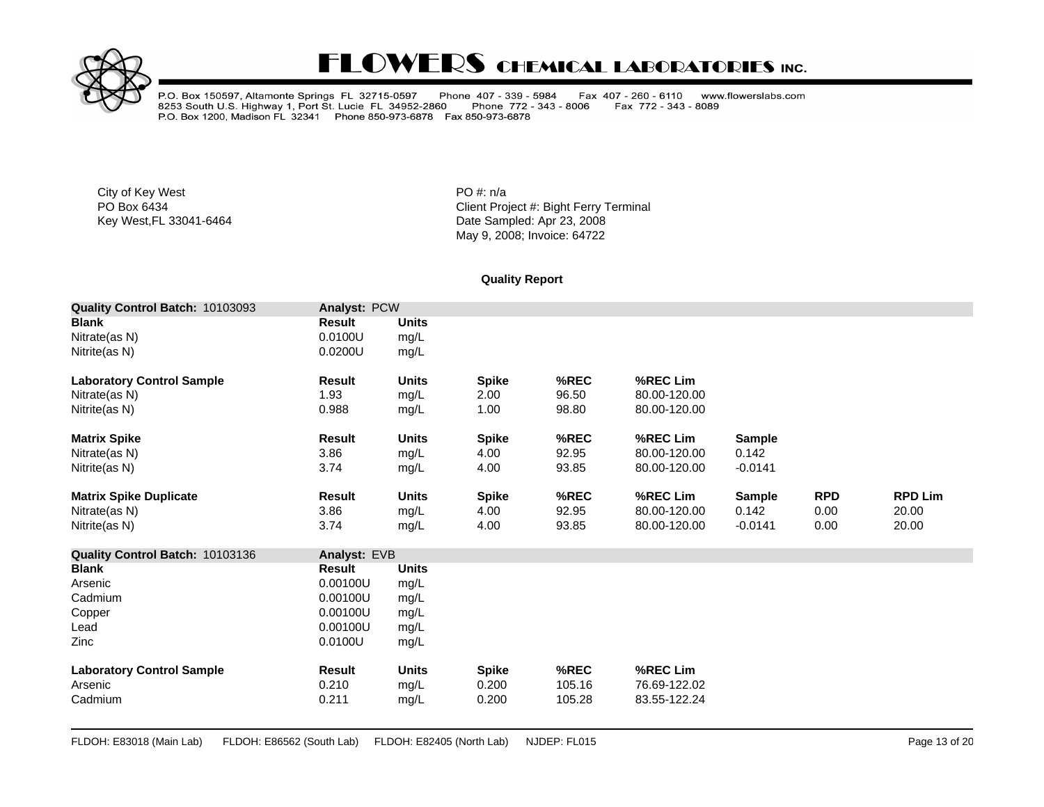# FLOWERS CHEMICAL LABORATORIES INC.

P.O. Box 150597, Altamonte Springs FL 32715-0597 Phone 407 - 339 - 5984 Fax 407 - 260 - 6110 www.flowerslabs.com
8253 South U.S. Highway 1, Port St. Lucie FL 34952-2860 Phone 772 - 343 - 8006 Fax 772 - 343 - 8089
P.O. Box 1200, Madison FL 32341 Phone 850-973-6878 Fax 850-973-6878

City of Key West
PO Box 6434
Key West,FL 33041-6464

PO #: n/a
Client Project #: Bight Ferry Terminal
Date Sampled: Apr 23, 2008
May 9, 2008; Invoice: 64722

**Quality Report**

| **Quality Control Batch:** 10103093 | **Analyst:** PCW | | | | | | | |
|---|---|---|---|---|---|---|---|---|
| **Blank** | **Result** | **Units** | | | | | | |
| Nitrate(as N) | 0.0100U | mg/L | | | | | | |
| Nitrite(as N) | 0.0200U | mg/L | | | | | | |
| **Laboratory Control Sample** | **Result** | **Units** | **Spike** | **%REC** | **%REC Lim** | | | |
| Nitrate(as N) | 1.93 | mg/L | 2.00 | 96.50 | 80.00-120.00 | | | |
| Nitrite(as N) | 0.988 | mg/L | 1.00 | 98.80 | 80.00-120.00 | | | |
| **Matrix Spike** | **Result** | **Units** | **Spike** | **%REC** | **%REC Lim** | **Sample** | | |
| Nitrate(as N) | 3.86 | mg/L | 4.00 | 92.95 | 80.00-120.00 | 0.142 | | |
| Nitrite(as N) | 3.74 | mg/L | 4.00 | 93.85 | 80.00-120.00 | -0.0141 | | |
| **Matrix Spike Duplicate** | **Result** | **Units** | **Spike** | **%REC** | **%REC Lim** | **Sample** | **RPD** | **RPD Lim** |
| Nitrate(as N) | 3.86 | mg/L | 4.00 | 92.95 | 80.00-120.00 | 0.142 | 0.00 | 20.00 |
| Nitrite(as N) | 3.74 | mg/L | 4.00 | 93.85 | 80.00-120.00 | -0.0141 | 0.00 | 20.00 |

| **Quality Control Batch:** 10103136 | **Analyst:** EVB | | | | |
|---|---|---|---|---|---|
| **Blank** | **Result** | **Units** | | | |
| Arsenic | 0.00100U | mg/L | | | |
| Cadmium | 0.00100U | mg/L | | | |
| Copper | 0.00100U | mg/L | | | |
| Lead | 0.00100U | mg/L | | | |
| Zinc | 0.0100U | mg/L | | | |
| **Laboratory Control Sample** | **Result** | **Units** | **Spike** | **%REC** | **%REC Lim** |
| Arsenic | 0.210 | mg/L | 0.200 | 105.16 | 76.69-122.02 |
| Cadmium | 0.211 | mg/L | 0.200 | 105.28 | 83.55-122.24 |

FLDOH: E83018 (Main Lab) FLDOH: E86562 (South Lab) FLDOH: E82405 (North Lab) NJDEP: FL015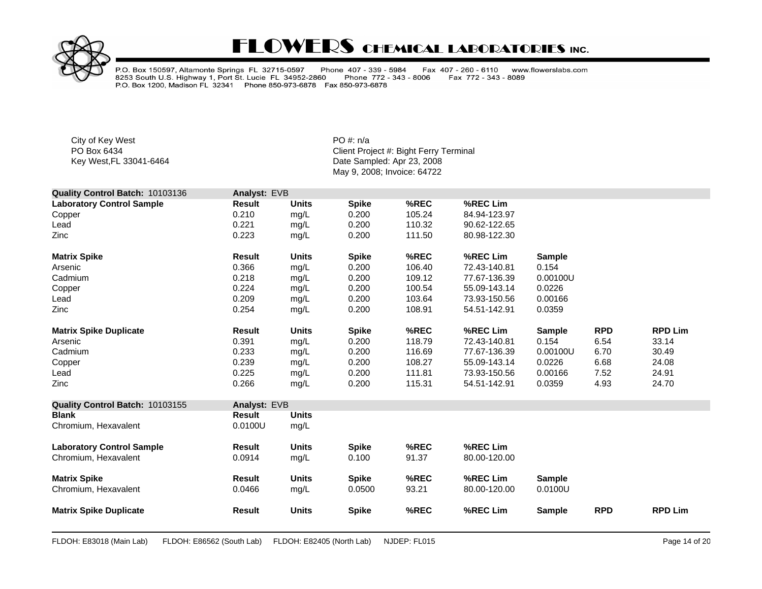# FLOWERS CHEMICAL LABORATORIES INC.

P.O. Box 150597, Altamonte Springs FL 32715-0597 Phone 407 - 339 - 5984 Fax 407 - 260 - 6110 www.flowerslabs.com
8253 South U.S. Highway 1, Port St. Lucie FL 34952-2860 Phone 772 - 343 - 8006 Fax 772 - 343 - 8089
P.O. Box 1200, Madison FL 32341 Phone 850-973-6878 Fax 850-973-6878

City of Key West
PO Box 6434
Key West,FL 33041-6464

PO #: n/a
Client Project #: Bight Ferry Terminal
Date Sampled: Apr 23, 2008
May 9, 2008; Invoice: 64722

**Quality Control Batch: 10103136** **Analyst:** EVB

| Laboratory Control Sample | Result | Units | Spike | %REC | %REC Lim |
|---|---|---|---|---|---|
| Copper | 0.210 | mg/L | 0.200 | 105.24 | 84.94-123.97 |
| Lead | 0.221 | mg/L | 0.200 | 110.32 | 90.62-122.65 |
| Zinc | 0.223 | mg/L | 0.200 | 111.50 | 80.98-122.30 |

| Matrix Spike | Result | Units | Spike | %REC | %REC Lim | Sample |
|---|---|---|---|---|---|---|
| Arsenic | 0.366 | mg/L | 0.200 | 106.40 | 72.43-140.81 | 0.154 |
| Cadmium | 0.218 | mg/L | 0.200 | 109.12 | 77.67-136.39 | 0.00100U |
| Copper | 0.224 | mg/L | 0.200 | 100.54 | 55.09-143.14 | 0.0226 |
| Lead | 0.209 | mg/L | 0.200 | 103.64 | 73.93-150.56 | 0.00166 |
| Zinc | 0.254 | mg/L | 0.200 | 108.91 | 54.51-142.91 | 0.0359 |

| Matrix Spike Duplicate | Result | Units | Spike | %REC | %REC Lim | Sample | RPD | RPD Lim |
|---|---|---|---|---|---|---|---|---|
| Arsenic | 0.391 | mg/L | 0.200 | 118.79 | 72.43-140.81 | 0.154 | 6.54 | 33.14 |
| Cadmium | 0.233 | mg/L | 0.200 | 116.69 | 77.67-136.39 | 0.00100U | 6.70 | 30.49 |
| Copper | 0.239 | mg/L | 0.200 | 108.27 | 55.09-143.14 | 0.0226 | 6.68 | 24.08 |
| Lead | 0.225 | mg/L | 0.200 | 111.81 | 73.93-150.56 | 0.00166 | 7.52 | 24.91 |
| Zinc | 0.266 | mg/L | 0.200 | 115.31 | 54.51-142.91 | 0.0359 | 4.93 | 24.70 |

**Quality Control Batch: 10103155** **Analyst:** EVB

| Blank | Result | Units |
|---|---|---|
| Chromium, Hexavalent | 0.0100U | mg/L |

| Laboratory Control Sample | Result | Units | Spike | %REC | %REC Lim |
|---|---|---|---|---|---|
| Chromium, Hexavalent | 0.0914 | mg/L | 0.100 | 91.37 | 80.00-120.00 |

| Matrix Spike | Result | Units | Spike | %REC | %REC Lim | Sample |
|---|---|---|---|---|---|---|
| Chromium, Hexavalent | 0.0466 | mg/L | 0.0500 | 93.21 | 80.00-120.00 | 0.0100U |

| Matrix Spike Duplicate | Result | Units | Spike | %REC | %REC Lim | Sample | RPD | RPD Lim |
|---|---|---|---|---|---|---|---|---|

FLDOH: E83018 (Main Lab) FLDOH: E86562 (South Lab) FLDOH: E82405 (North Lab) NJDEP: FL015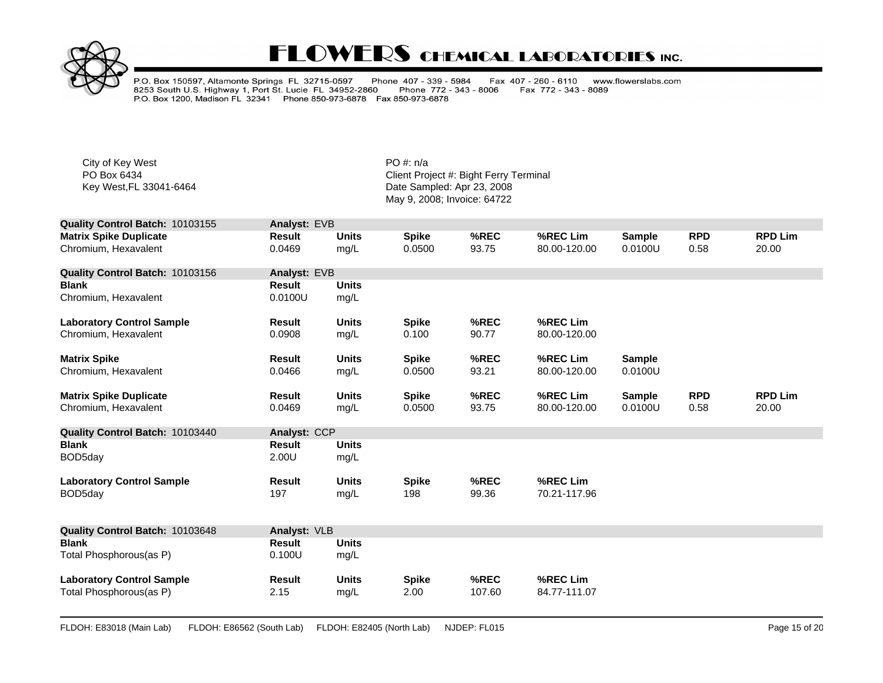# FLOWERS CHEMICAL LABORATORIES INC.

P.O. Box 150597, Altamonte Springs FL 32715-0597 Phone 407 - 339 - 5984 Fax 407 - 260 - 6110 www.flowerslabs.com
8253 South U.S. Highway 1, Port St. Lucie FL 34952-2860 Phone 772 - 343 - 8006 Fax 772 - 343 - 8089
P.O. Box 1200, Madison FL 32341 Phone 850-973-6878 Fax 850-973-6878

City of Key West
PO Box 6434
Key West,FL 33041-6464

PO #: n/a
Client Project #: Bight Ferry Terminal
Date Sampled: Apr 23, 2008
May 9, 2008; Invoice: 64722

**Quality Control Batch: 10103155** — **Analyst:** EVB

| Matrix Spike Duplicate | Result | Units | Spike | %REC | %REC Lim | Sample | RPD | RPD Lim |
|---|---|---|---|---|---|---|---|---|
| Chromium, Hexavalent | 0.0469 | mg/L | 0.0500 | 93.75 | 80.00-120.00 | 0.0100U | 0.58 | 20.00 |

**Quality Control Batch: 10103156** — **Analyst:** EVB

| Blank | Result | Units |
|---|---|---|
| Chromium, Hexavalent | 0.0100U | mg/L |

| Laboratory Control Sample | Result | Units | Spike | %REC | %REC Lim |
|---|---|---|---|---|---|
| Chromium, Hexavalent | 0.0908 | mg/L | 0.100 | 90.77 | 80.00-120.00 |

| Matrix Spike | Result | Units | Spike | %REC | %REC Lim | Sample |
|---|---|---|---|---|---|---|
| Chromium, Hexavalent | 0.0466 | mg/L | 0.0500 | 93.21 | 80.00-120.00 | 0.0100U |

| Matrix Spike Duplicate | Result | Units | Spike | %REC | %REC Lim | Sample | RPD | RPD Lim |
|---|---|---|---|---|---|---|---|---|
| Chromium, Hexavalent | 0.0469 | mg/L | 0.0500 | 93.75 | 80.00-120.00 | 0.0100U | 0.58 | 20.00 |

**Quality Control Batch: 10103440** — **Analyst:** CCP

| Blank | Result | Units |
|---|---|---|
| BOD5day | 2.00U | mg/L |

| Laboratory Control Sample | Result | Units | Spike | %REC | %REC Lim |
|---|---|---|---|---|---|
| BOD5day | 197 | mg/L | 198 | 99.36 | 70.21-117.96 |

**Quality Control Batch: 10103648** — **Analyst:** VLB

| Blank | Result | Units |
|---|---|---|
| Total Phosphorous(as P) | 0.100U | mg/L |

| Laboratory Control Sample | Result | Units | Spike | %REC | %REC Lim |
|---|---|---|---|---|---|
| Total Phosphorous(as P) | 2.15 | mg/L | 2.00 | 107.60 | 84.77-111.07 |

FLDOH: E83018 (Main Lab) FLDOH: E86562 (South Lab) FLDOH: E82405 (North Lab) NJDEP: FL015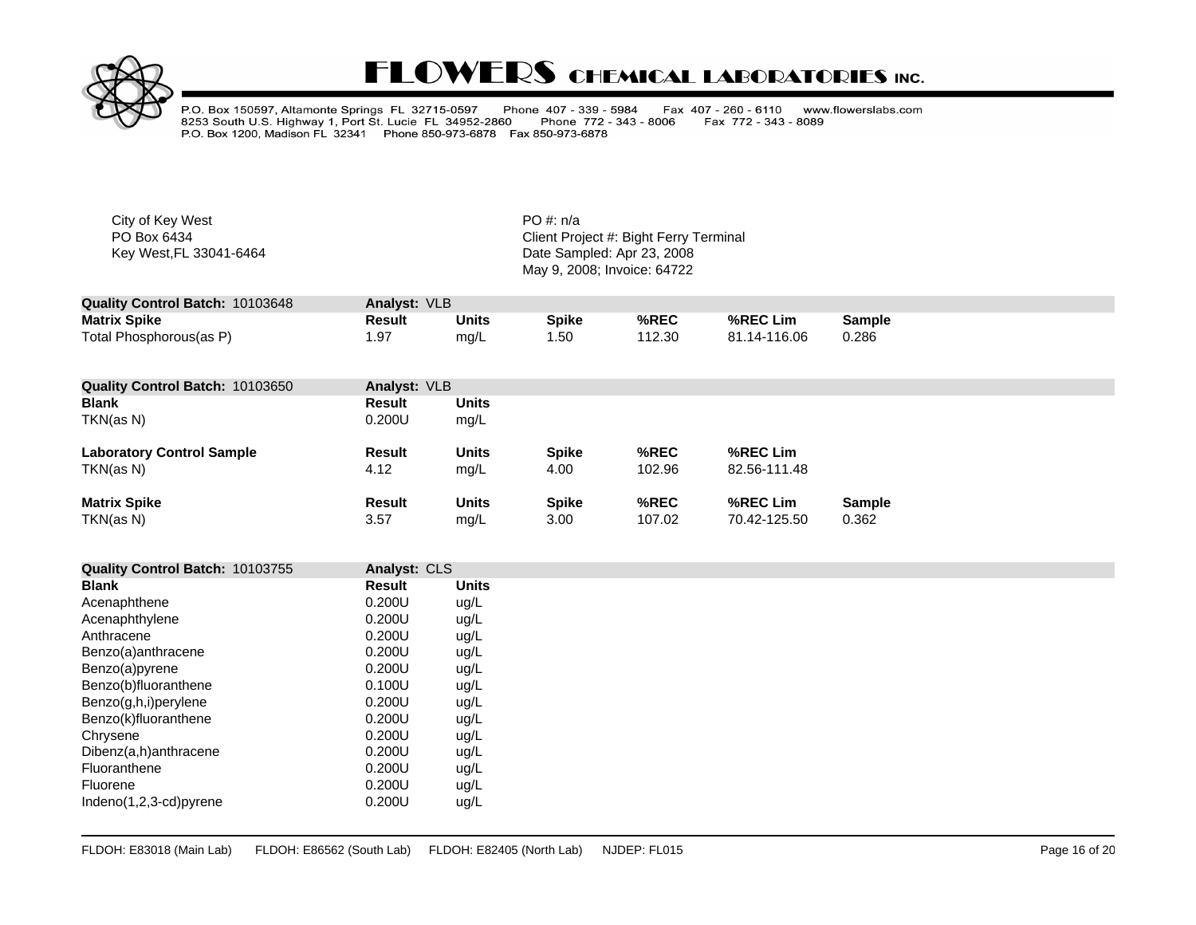# FLOWERS CHEMICAL LABORATORIES INC.

P.O. Box 150597, Altamonte Springs FL 32715-0597 Phone 407 - 339 - 5984 Fax 407 - 260 - 6110 www.flowerslabs.com
8253 South U.S. Highway 1, Port St. Lucie FL 34952-2860 Phone 772 - 343 - 8006 Fax 772 - 343 - 8089
P.O. Box 1200, Madison FL 32341 Phone 850-973-6878 Fax 850-973-6878

City of Key West
PO Box 6434
Key West,FL 33041-6464

PO #: n/a
Client Project #: Bight Ferry Terminal
Date Sampled: Apr 23, 2008
May 9, 2008; Invoice: 64722

**Quality Control Batch: 10103648** **Analyst: VLB**

| Matrix Spike | Result | Units | Spike | %REC | %REC Lim | Sample |
|---|---|---|---|---|---|---|
| Total Phosphorous(as P) | 1.97 | mg/L | 1.50 | 112.30 | 81.14-116.06 | 0.286 |

**Quality Control Batch: 10103650** **Analyst: VLB**

| Blank | Result | Units |
|---|---|---|
| TKN(as N) | 0.200U | mg/L |

| Laboratory Control Sample | Result | Units | Spike | %REC | %REC Lim |
|---|---|---|---|---|---|
| TKN(as N) | 4.12 | mg/L | 4.00 | 102.96 | 82.56-111.48 |

| Matrix Spike | Result | Units | Spike | %REC | %REC Lim | Sample |
|---|---|---|---|---|---|---|
| TKN(as N) | 3.57 | mg/L | 3.00 | 107.02 | 70.42-125.50 | 0.362 |

**Quality Control Batch: 10103755** **Analyst: CLS**

| Blank | Result | Units |
|---|---|---|
| Acenaphthene | 0.200U | ug/L |
| Acenaphthylene | 0.200U | ug/L |
| Anthracene | 0.200U | ug/L |
| Benzo(a)anthracene | 0.200U | ug/L |
| Benzo(a)pyrene | 0.200U | ug/L |
| Benzo(b)fluoranthene | 0.100U | ug/L |
| Benzo(g,h,i)perylene | 0.200U | ug/L |
| Benzo(k)fluoranthene | 0.200U | ug/L |
| Chrysene | 0.200U | ug/L |
| Dibenz(a,h)anthracene | 0.200U | ug/L |
| Fluoranthene | 0.200U | ug/L |
| Fluorene | 0.200U | ug/L |
| Indeno(1,2,3-cd)pyrene | 0.200U | ug/L |

FLDOH: E83018 (Main Lab) FLDOH: E86562 (South Lab) FLDOH: E82405 (North Lab) NJDEP: FL015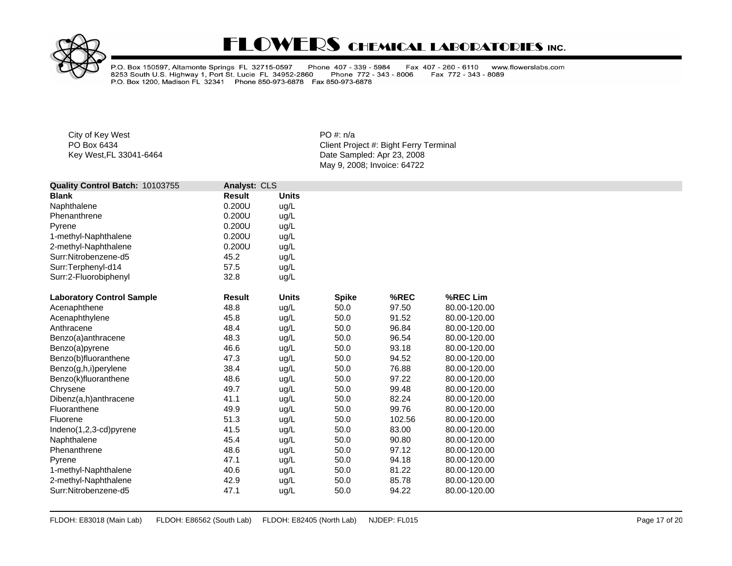# FLOWERS CHEMICAL LABORATORIES INC.

P.O. Box 150597, Altamonte Springs FL 32715-0597 Phone 407 - 339 - 5984 Fax 407 - 260 - 6110 www.flowerslabs.com
8253 South U.S. Highway 1, Port St. Lucie FL 34952-2860 Phone 772 - 343 - 8006 Fax 772 - 343 - 8089
P.O. Box 1200, Madison FL 32341 Phone 850-973-6878 Fax 850-973-6878

City of Key West
PO Box 6434
Key West,FL 33041-6464

PO #: n/a
Client Project #: Bight Ferry Terminal
Date Sampled: Apr 23, 2008
May 9, 2008; Invoice: 64722

**Quality Control Batch:** 10103755 **Analyst:** CLS

| **Blank** | **Result** | **Units** |
|---|---|---|
| Naphthalene | 0.200U | ug/L |
| Phenanthrene | 0.200U | ug/L |
| Pyrene | 0.200U | ug/L |
| 1-methyl-Naphthalene | 0.200U | ug/L |
| 2-methyl-Naphthalene | 0.200U | ug/L |
| Surr:Nitrobenzene-d5 | 45.2 | ug/L |
| Surr:Terphenyl-d14 | 57.5 | ug/L |
| Surr:2-Fluorobiphenyl | 32.8 | ug/L |

| **Laboratory Control Sample** | **Result** | **Units** | **Spike** | **%REC** | **%REC Lim** |
|---|---|---|---|---|---|
| Acenaphthene | 48.8 | ug/L | 50.0 | 97.50 | 80.00-120.00 |
| Acenaphthylene | 45.8 | ug/L | 50.0 | 91.52 | 80.00-120.00 |
| Anthracene | 48.4 | ug/L | 50.0 | 96.84 | 80.00-120.00 |
| Benzo(a)anthracene | 48.3 | ug/L | 50.0 | 96.54 | 80.00-120.00 |
| Benzo(a)pyrene | 46.6 | ug/L | 50.0 | 93.18 | 80.00-120.00 |
| Benzo(b)fluoranthene | 47.3 | ug/L | 50.0 | 94.52 | 80.00-120.00 |
| Benzo(g,h,i)perylene | 38.4 | ug/L | 50.0 | 76.88 | 80.00-120.00 |
| Benzo(k)fluoranthene | 48.6 | ug/L | 50.0 | 97.22 | 80.00-120.00 |
| Chrysene | 49.7 | ug/L | 50.0 | 99.48 | 80.00-120.00 |
| Dibenz(a,h)anthracene | 41.1 | ug/L | 50.0 | 82.24 | 80.00-120.00 |
| Fluoranthene | 49.9 | ug/L | 50.0 | 99.76 | 80.00-120.00 |
| Fluorene | 51.3 | ug/L | 50.0 | 102.56 | 80.00-120.00 |
| Indeno(1,2,3-cd)pyrene | 41.5 | ug/L | 50.0 | 83.00 | 80.00-120.00 |
| Naphthalene | 45.4 | ug/L | 50.0 | 90.80 | 80.00-120.00 |
| Phenanthrene | 48.6 | ug/L | 50.0 | 97.12 | 80.00-120.00 |
| Pyrene | 47.1 | ug/L | 50.0 | 94.18 | 80.00-120.00 |
| 1-methyl-Naphthalene | 40.6 | ug/L | 50.0 | 81.22 | 80.00-120.00 |
| 2-methyl-Naphthalene | 42.9 | ug/L | 50.0 | 85.78 | 80.00-120.00 |
| Surr:Nitrobenzene-d5 | 47.1 | ug/L | 50.0 | 94.22 | 80.00-120.00 |

FLDOH: E83018 (Main Lab) FLDOH: E86562 (South Lab) FLDOH: E82405 (North Lab) NJDEP: FL015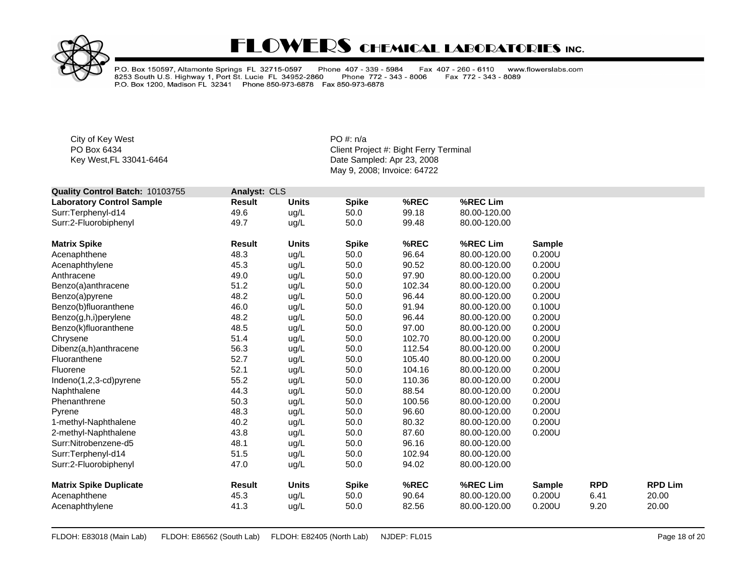# FLOWERS CHEMICAL LABORATORIES INC.

P.O. Box 150597, Altamonte Springs FL 32715-0597 Phone 407 - 339 - 5984 Fax 407 - 260 - 6110 www.flowerslabs.com
8253 South U.S. Highway 1, Port St. Lucie FL 34952-2860 Phone 772 - 343 - 8006 Fax 772 - 343 - 8089
P.O. Box 1200, Madison FL 32341 Phone 850-973-6878 Fax 850-973-6878

City of Key West
PO Box 6434
Key West,FL 33041-6464

PO #: n/a
Client Project #: Bight Ferry Terminal
Date Sampled: Apr 23, 2008
May 9, 2008; Invoice: 64722

**Quality Control Batch:** 10103755 **Analyst:** CLS

| **Laboratory Control Sample** | **Result** | **Units** | **Spike** | **%REC** | **%REC Lim** |
|---|---|---|---|---|---|
| Surr:Terphenyl-d14 | 49.6 | ug/L | 50.0 | 99.18 | 80.00-120.00 |
| Surr:2-Fluorobiphenyl | 49.7 | ug/L | 50.0 | 99.48 | 80.00-120.00 |

| **Matrix Spike** | **Result** | **Units** | **Spike** | **%REC** | **%REC Lim** | **Sample** |
|---|---|---|---|---|---|---|
| Acenaphthene | 48.3 | ug/L | 50.0 | 96.64 | 80.00-120.00 | 0.200U |
| Acenaphthylene | 45.3 | ug/L | 50.0 | 90.52 | 80.00-120.00 | 0.200U |
| Anthracene | 49.0 | ug/L | 50.0 | 97.90 | 80.00-120.00 | 0.200U |
| Benzo(a)anthracene | 51.2 | ug/L | 50.0 | 102.34 | 80.00-120.00 | 0.200U |
| Benzo(a)pyrene | 48.2 | ug/L | 50.0 | 96.44 | 80.00-120.00 | 0.200U |
| Benzo(b)fluoranthene | 46.0 | ug/L | 50.0 | 91.94 | 80.00-120.00 | 0.100U |
| Benzo(g,h,i)perylene | 48.2 | ug/L | 50.0 | 96.44 | 80.00-120.00 | 0.200U |
| Benzo(k)fluoranthene | 48.5 | ug/L | 50.0 | 97.00 | 80.00-120.00 | 0.200U |
| Chrysene | 51.4 | ug/L | 50.0 | 102.70 | 80.00-120.00 | 0.200U |
| Dibenz(a,h)anthracene | 56.3 | ug/L | 50.0 | 112.54 | 80.00-120.00 | 0.200U |
| Fluoranthene | 52.7 | ug/L | 50.0 | 105.40 | 80.00-120.00 | 0.200U |
| Fluorene | 52.1 | ug/L | 50.0 | 104.16 | 80.00-120.00 | 0.200U |
| Indeno(1,2,3-cd)pyrene | 55.2 | ug/L | 50.0 | 110.36 | 80.00-120.00 | 0.200U |
| Naphthalene | 44.3 | ug/L | 50.0 | 88.54 | 80.00-120.00 | 0.200U |
| Phenanthrene | 50.3 | ug/L | 50.0 | 100.56 | 80.00-120.00 | 0.200U |
| Pyrene | 48.3 | ug/L | 50.0 | 96.60 | 80.00-120.00 | 0.200U |
| 1-methyl-Naphthalene | 40.2 | ug/L | 50.0 | 80.32 | 80.00-120.00 | 0.200U |
| 2-methyl-Naphthalene | 43.8 | ug/L | 50.0 | 87.60 | 80.00-120.00 | 0.200U |
| Surr:Nitrobenzene-d5 | 48.1 | ug/L | 50.0 | 96.16 | 80.00-120.00 | |
| Surr:Terphenyl-d14 | 51.5 | ug/L | 50.0 | 102.94 | 80.00-120.00 | |
| Surr:2-Fluorobiphenyl | 47.0 | ug/L | 50.0 | 94.02 | 80.00-120.00 | |

| **Matrix Spike Duplicate** | **Result** | **Units** | **Spike** | **%REC** | **%REC Lim** | **Sample** | **RPD** | **RPD Lim** |
|---|---|---|---|---|---|---|---|---|
| Acenaphthene | 45.3 | ug/L | 50.0 | 90.64 | 80.00-120.00 | 0.200U | 6.41 | 20.00 |
| Acenaphthylene | 41.3 | ug/L | 50.0 | 82.56 | 80.00-120.00 | 0.200U | 9.20 | 20.00 |

FLDOH: E83018 (Main Lab) FLDOH: E86562 (South Lab) FLDOH: E82405 (North Lab) NJDEP: FL015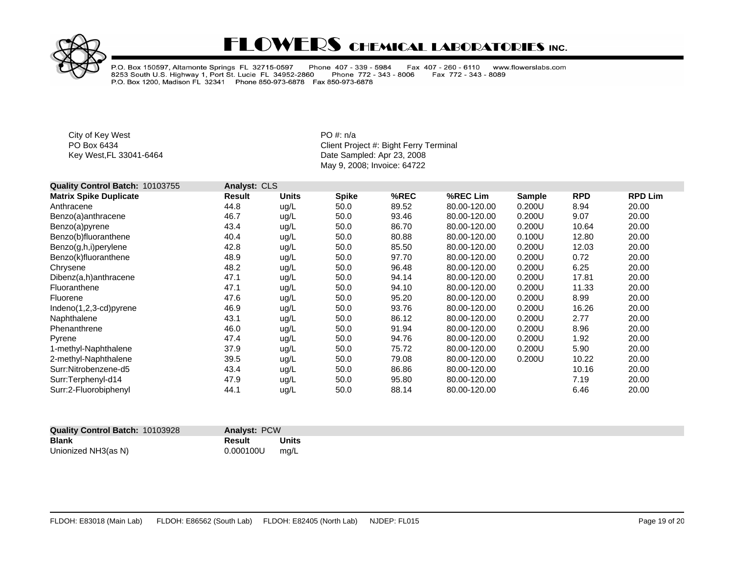# FLOWERS CHEMICAL LABORATORIES INC.

P.O. Box 150597, Altamonte Springs FL 32715-0597 Phone 407 - 339 - 5984 Fax 407 - 260 - 6110 www.flowerslabs.com
8253 South U.S. Highway 1, Port St. Lucie FL 34952-2860 Phone 772 - 343 - 8006 Fax 772 - 343 - 8089
P.O. Box 1200, Madison FL 32341 Phone 850-973-6878 Fax 850-973-6878

City of Key West
PO Box 6434
Key West,FL 33041-6464

PO #: n/a
Client Project #: Bight Ferry Terminal
Date Sampled: Apr 23, 2008
May 9, 2008; Invoice: 64722

| **Quality Control Batch:** 10103755 | **Analyst:** CLS | | | | | | | |
|---|---|---|---|---|---|---|---|---|
| **Matrix Spike Duplicate** | **Result** | **Units** | **Spike** | **%REC** | **%REC Lim** | **Sample** | **RPD** | **RPD Lim** |
| Anthracene | 44.8 | ug/L | 50.0 | 89.52 | 80.00-120.00 | 0.200U | 8.94 | 20.00 |
| Benzo(a)anthracene | 46.7 | ug/L | 50.0 | 93.46 | 80.00-120.00 | 0.200U | 9.07 | 20.00 |
| Benzo(a)pyrene | 43.4 | ug/L | 50.0 | 86.70 | 80.00-120.00 | 0.200U | 10.64 | 20.00 |
| Benzo(b)fluoranthene | 40.4 | ug/L | 50.0 | 80.88 | 80.00-120.00 | 0.100U | 12.80 | 20.00 |
| Benzo(g,h,i)perylene | 42.8 | ug/L | 50.0 | 85.50 | 80.00-120.00 | 0.200U | 12.03 | 20.00 |
| Benzo(k)fluoranthene | 48.9 | ug/L | 50.0 | 97.70 | 80.00-120.00 | 0.200U | 0.72 | 20.00 |
| Chrysene | 48.2 | ug/L | 50.0 | 96.48 | 80.00-120.00 | 0.200U | 6.25 | 20.00 |
| Dibenz(a,h)anthracene | 47.1 | ug/L | 50.0 | 94.14 | 80.00-120.00 | 0.200U | 17.81 | 20.00 |
| Fluoranthene | 47.1 | ug/L | 50.0 | 94.10 | 80.00-120.00 | 0.200U | 11.33 | 20.00 |
| Fluorene | 47.6 | ug/L | 50.0 | 95.20 | 80.00-120.00 | 0.200U | 8.99 | 20.00 |
| Indeno(1,2,3-cd)pyrene | 46.9 | ug/L | 50.0 | 93.76 | 80.00-120.00 | 0.200U | 16.26 | 20.00 |
| Naphthalene | 43.1 | ug/L | 50.0 | 86.12 | 80.00-120.00 | 0.200U | 2.77 | 20.00 |
| Phenanthrene | 46.0 | ug/L | 50.0 | 91.94 | 80.00-120.00 | 0.200U | 8.96 | 20.00 |
| Pyrene | 47.4 | ug/L | 50.0 | 94.76 | 80.00-120.00 | 0.200U | 1.92 | 20.00 |
| 1-methyl-Naphthalene | 37.9 | ug/L | 50.0 | 75.72 | 80.00-120.00 | 0.200U | 5.90 | 20.00 |
| 2-methyl-Naphthalene | 39.5 | ug/L | 50.0 | 79.08 | 80.00-120.00 | 0.200U | 10.22 | 20.00 |
| Surr:Nitrobenzene-d5 | 43.4 | ug/L | 50.0 | 86.86 | 80.00-120.00 | | 10.16 | 20.00 |
| Surr:Terphenyl-d14 | 47.9 | ug/L | 50.0 | 95.80 | 80.00-120.00 | | 7.19 | 20.00 |
| Surr:2-Fluorobiphenyl | 44.1 | ug/L | 50.0 | 88.14 | 80.00-120.00 | | 6.46 | 20.00 |

| **Quality Control Batch:** 10103928 | **Analyst:** PCW | |
|---|---|---|
| **Blank** | **Result** | **Units** |
| Unionized NH3(as N) | 0.000100U | mg/L |

FLDOH: E83018 (Main Lab) FLDOH: E86562 (South Lab) FLDOH: E82405 (North Lab) NJDEP: FL015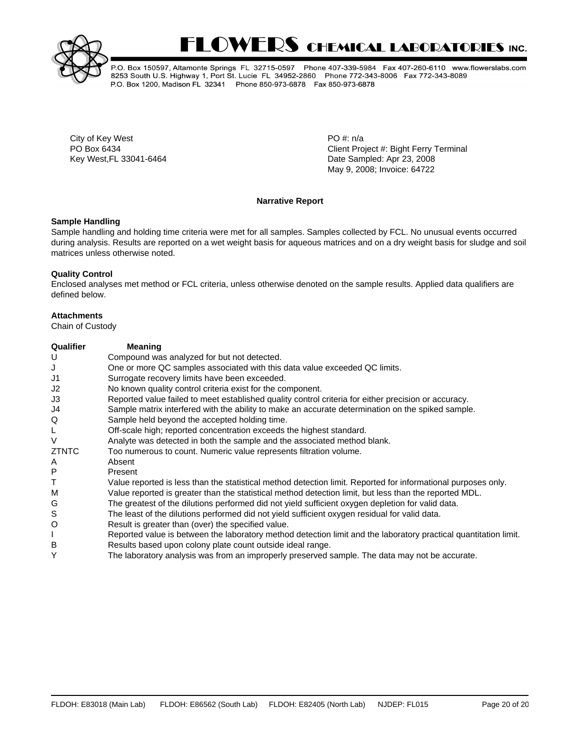City of Key West
PO Box 6434
Key West,FL 33041-6464

PO #: n/a
Client Project #: Bight Ferry Terminal
Date Sampled: Apr 23, 2008
May 9, 2008; Invoice: 64722

## Narrative Report

**Sample Handling**

Sample handling and holding time criteria were met for all samples. Samples collected by FCL. No unusual events occurred during analysis. Results are reported on a wet weight basis for aqueous matrices and on a dry weight basis for sludge and soil matrices unless otherwise noted.

**Quality Control**

Enclosed analyses met method or FCL criteria, unless otherwise denoted on the sample results. Applied data qualifiers are defined below.

**Attachments**

Chain of Custody

| Qualifier | Meaning |
|---|---|
| U | Compound was analyzed for but not detected. |
| J | One or more QC samples associated with this data value exceeded QC limits. |
| J1 | Surrogate recovery limits have been exceeded. |
| J2 | No known quality control criteria exist for the component. |
| J3 | Reported value failed to meet established quality control criteria for either precision or accuracy. |
| J4 | Sample matrix interfered with the ability to make an accurate determination on the spiked sample. |
| Q | Sample held beyond the accepted holding time. |
| L | Off-scale high; reported concentration exceeds the highest standard. |
| V | Analyte was detected in both the sample and the associated method blank. |
| ZTNTC | Too numerous to count. Numeric value represents filtration volume. |
| A | Absent |
| P | Present |
| T | Value reported is less than the statistical method detection limit. Reported for informational purposes only. |
| M | Value reported is greater than the statistical method detection limit, but less than the reported MDL. |
| G | The greatest of the dilutions performed did not yield sufficient oxygen depletion for valid data. |
| S | The least of the dilutions performed did not yield sufficient oxygen residual for valid data. |
| O | Result is greater than (over) the specified value. |
| I | Reported value is between the laboratory method detection limit and the laboratory practical quantitation limit. |
| B | Results based upon colony plate count outside ideal range. |
| Y | The laboratory analysis was from an improperly preserved sample. The data may not be accurate. |